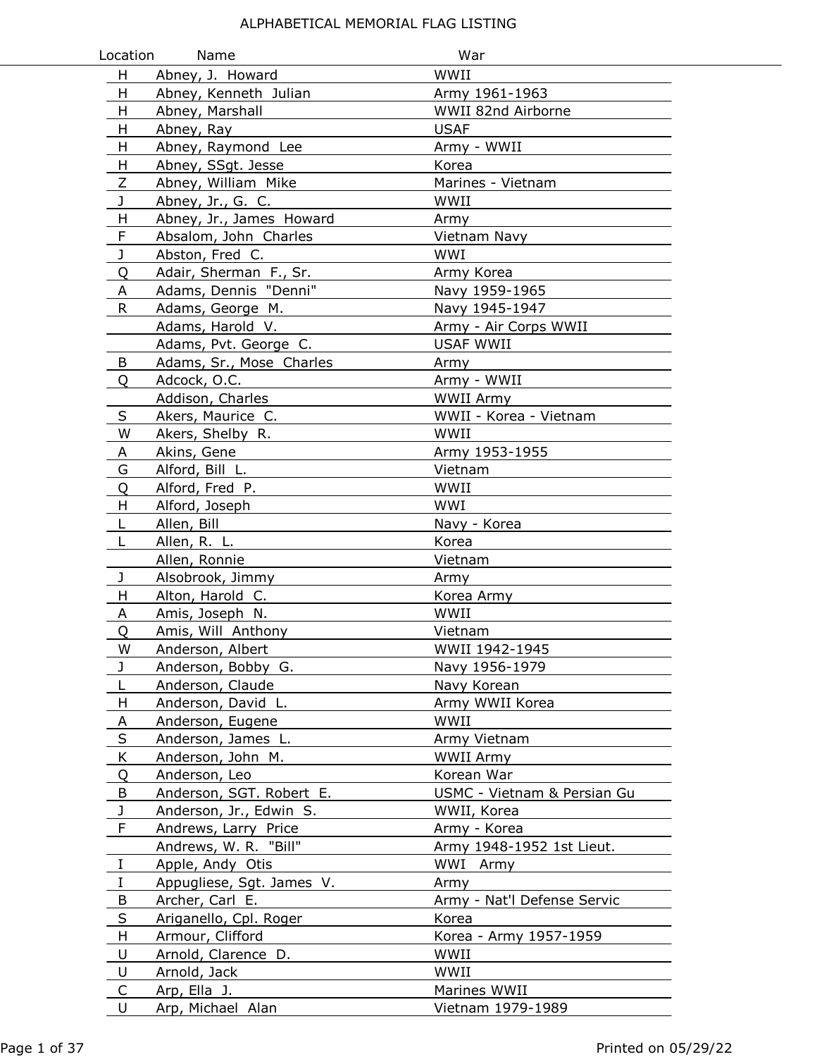# ALPHABETICAL MEMORIAL FLAG LISTING

| Location | Name | War |
|---|---|---|
| H | Abney, J. Howard | WWII |
| H | Abney, Kenneth Julian | Army 1961-1963 |
| H | Abney, Marshall | WWII 82nd Airborne |
| H | Abney, Ray | USAF |
| H | Abney, Raymond Lee | Army - WWII |
| H | Abney, SSgt. Jesse | Korea |
| Z | Abney, William Mike | Marines - Vietnam |
| J | Abney, Jr., G. C. | WWII |
| H | Abney, Jr., James Howard | Army |
| F | Absalom, John Charles | Vietnam Navy |
| J | Abston, Fred C. | WWI |
| Q | Adair, Sherman F., Sr. | Army Korea |
| A | Adams, Dennis "Denni" | Navy 1959-1965 |
| R | Adams, George M. | Navy 1945-1947 |
| | Adams, Harold V. | Army - Air Corps WWII |
| | Adams, Pvt. George C. | USAF WWII |
| B | Adams, Sr., Mose Charles | Army |
| Q | Adcock, O.C. | Army - WWII |
| | Addison, Charles | WWII Army |
| S | Akers, Maurice C. | WWII - Korea - Vietnam |
| W | Akers, Shelby R. | WWII |
| A | Akins, Gene | Army 1953-1955 |
| G | Alford, Bill L. | Vietnam |
| Q | Alford, Fred P. | WWII |
| H | Alford, Joseph | WWI |
| L | Allen, Bill | Navy - Korea |
| L | Allen, R. L. | Korea |
| | Allen, Ronnie | Vietnam |
| J | Alsobrook, Jimmy | Army |
| H | Alton, Harold C. | Korea Army |
| A | Amis, Joseph N. | WWII |
| Q | Amis, Will Anthony | Vietnam |
| W | Anderson, Albert | WWII 1942-1945 |
| J | Anderson, Bobby G. | Navy 1956-1979 |
| L | Anderson, Claude | Navy Korean |
| H | Anderson, David L. | Army WWII Korea |
| A | Anderson, Eugene | WWII |
| S | Anderson, James L. | Army Vietnam |
| K | Anderson, John M. | WWII Army |
| Q | Anderson, Leo | Korean War |
| B | Anderson, SGT. Robert E. | USMC - Vietnam & Persian Gu |
| J | Anderson, Jr., Edwin S. | WWII, Korea |
| F | Andrews, Larry Price | Army - Korea |
| | Andrews, W. R. "Bill" | Army 1948-1952 1st Lieut. |
| I | Apple, Andy Otis | WWI Army |
| I | Appugliese, Sgt. James V. | Army |
| B | Archer, Carl E. | Army - Nat'l Defense Servic |
| S | Ariganello, Cpl. Roger | Korea |
| H | Armour, Clifford | Korea - Army 1957-1959 |
| U | Arnold, Clarence D. | WWII |
| U | Arnold, Jack | WWII |
| C | Arp, Ella J. | Marines WWII |
| U | Arp, Michael Alan | Vietnam 1979-1989 |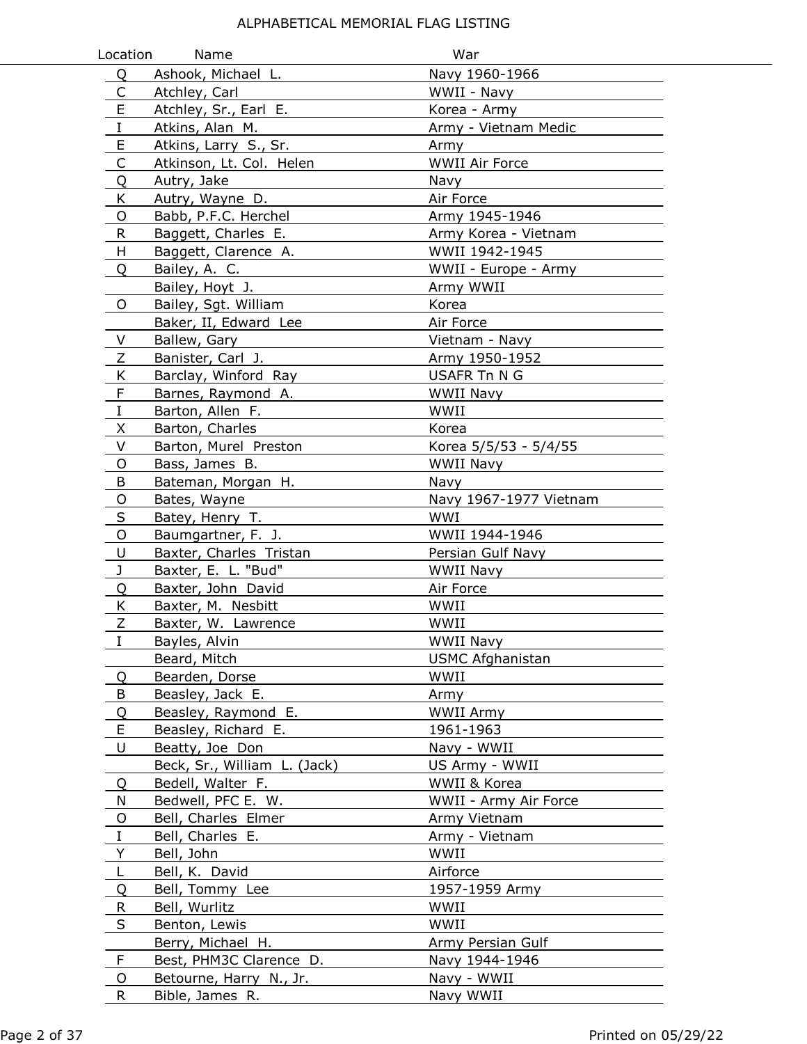ALPHABETICAL MEMORIAL FLAG LISTING

| Location | Name | War |
|---|---|---|
| Q | Ashook, Michael L. | Navy 1960-1966 |
| C | Atchley, Carl | WWII - Navy |
| E | Atchley, Sr., Earl E. | Korea - Army |
| I | Atkins, Alan M. | Army - Vietnam Medic |
| E | Atkins, Larry S., Sr. | Army |
| C | Atkinson, Lt. Col. Helen | WWII Air Force |
| Q | Autry, Jake | Navy |
| K | Autry, Wayne D. | Air Force |
| O | Babb, P.F.C. Herchel | Army 1945-1946 |
| R | Baggett, Charles E. | Army Korea - Vietnam |
| H | Baggett, Clarence A. | WWII 1942-1945 |
| Q | Bailey, A. C. | WWII - Europe - Army |
| | Bailey, Hoyt J. | Army WWII |
| O | Bailey, Sgt. William | Korea |
| | Baker, II, Edward Lee | Air Force |
| V | Ballew, Gary | Vietnam - Navy |
| Z | Banister, Carl J. | Army 1950-1952 |
| K | Barclay, Winford Ray | USAFR Tn N G |
| F | Barnes, Raymond A. | WWII Navy |
| I | Barton, Allen F. | WWII |
| X | Barton, Charles | Korea |
| V | Barton, Murel Preston | Korea 5/5/53 - 5/4/55 |
| O | Bass, James B. | WWII Navy |
| B | Bateman, Morgan H. | Navy |
| O | Bates, Wayne | Navy 1967-1977 Vietnam |
| S | Batey, Henry T. | WWI |
| O | Baumgartner, F. J. | WWII 1944-1946 |
| U | Baxter, Charles Tristan | Persian Gulf Navy |
| J | Baxter, E. L. "Bud" | WWII Navy |
| Q | Baxter, John David | Air Force |
| K | Baxter, M. Nesbitt | WWII |
| Z | Baxter, W. Lawrence | WWII |
| I | Bayles, Alvin | WWII Navy |
| | Beard, Mitch | USMC Afghanistan |
| Q | Bearden, Dorse | WWII |
| B | Beasley, Jack E. | Army |
| Q | Beasley, Raymond E. | WWII Army |
| E | Beasley, Richard E. | 1961-1963 |
| U | Beatty, Joe Don | Navy - WWII |
| | Beck, Sr., William L. (Jack) | US Army - WWII |
| Q | Bedell, Walter F. | WWII & Korea |
| N | Bedwell, PFC E. W. | WWII - Army Air Force |
| O | Bell, Charles Elmer | Army Vietnam |
| I | Bell, Charles E. | Army - Vietnam |
| Y | Bell, John | WWII |
| L | Bell, K. David | Airforce |
| Q | Bell, Tommy Lee | 1957-1959 Army |
| R | Bell, Wurlitz | WWII |
| S | Benton, Lewis | WWII |
| | Berry, Michael H. | Army Persian Gulf |
| F | Best, PHM3C Clarence D. | Navy 1944-1946 |
| O | Betourne, Harry N., Jr. | Navy - WWII |
| R | Bible, James R. | Navy WWII |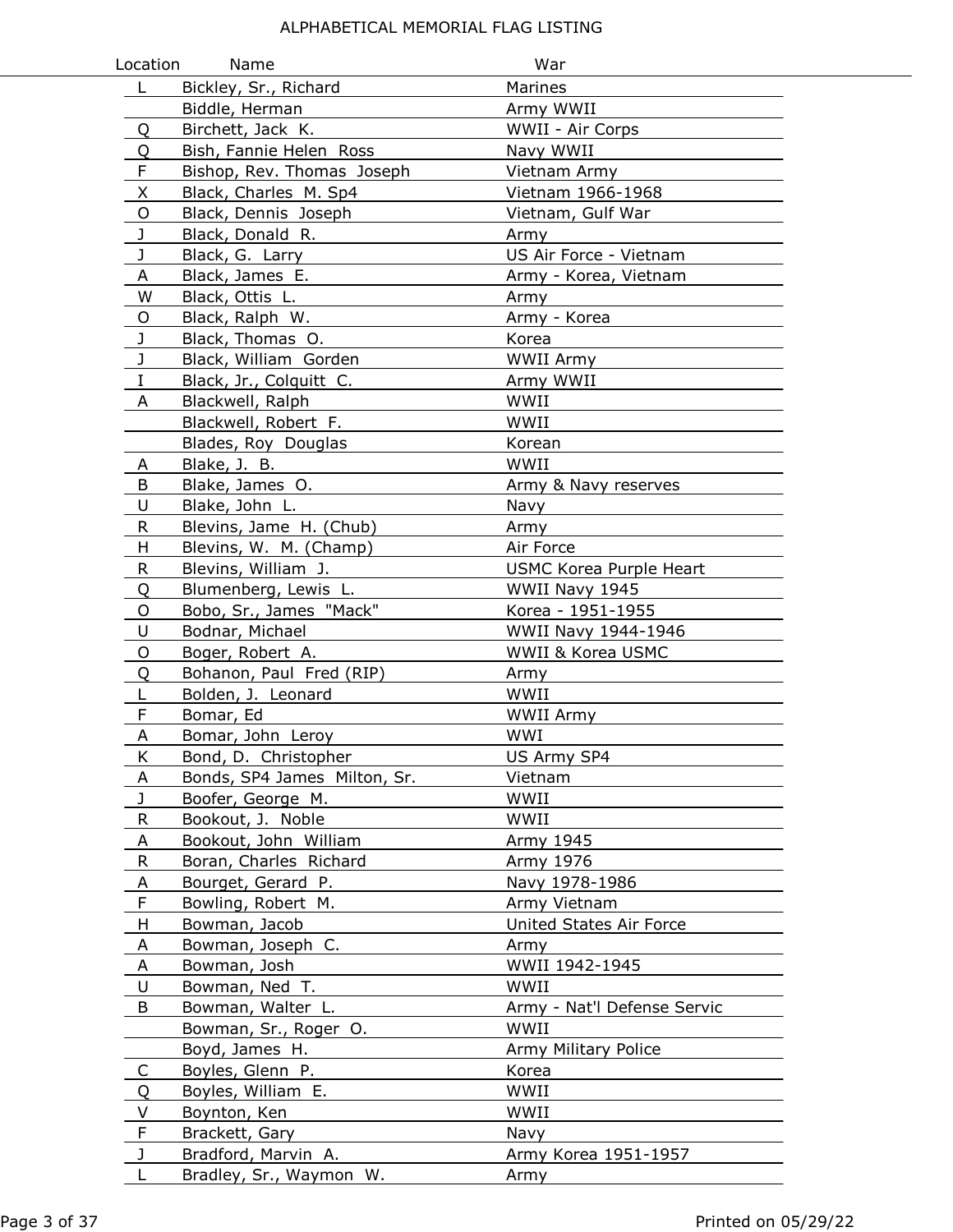ALPHABETICAL MEMORIAL FLAG LISTING

| Location | Name | War |
|---|---|---|
| L | Bickley, Sr., Richard | Marines |
| | Biddle, Herman | Army WWII |
| Q | Birchett, Jack K. | WWII - Air Corps |
| Q | Bish, Fannie Helen Ross | Navy WWII |
| F | Bishop, Rev. Thomas Joseph | Vietnam Army |
| X | Black, Charles M. Sp4 | Vietnam 1966-1968 |
| O | Black, Dennis Joseph | Vietnam, Gulf War |
| J | Black, Donald R. | Army |
| J | Black, G. Larry | US Air Force - Vietnam |
| A | Black, James E. | Army - Korea, Vietnam |
| W | Black, Ottis L. | Army |
| O | Black, Ralph W. | Army - Korea |
| J | Black, Thomas O. | Korea |
| J | Black, William Gorden | WWII Army |
| I | Black, Jr., Colquitt C. | Army WWII |
| A | Blackwell, Ralph | WWII |
| | Blackwell, Robert F. | WWII |
| | Blades, Roy Douglas | Korean |
| A | Blake, J. B. | WWII |
| B | Blake, James O. | Army & Navy reserves |
| U | Blake, John L. | Navy |
| R | Blevins, Jame H. (Chub) | Army |
| H | Blevins, W. M. (Champ) | Air Force |
| R | Blevins, William J. | USMC Korea Purple Heart |
| Q | Blumenberg, Lewis L. | WWII Navy 1945 |
| O | Bobo, Sr., James "Mack" | Korea - 1951-1955 |
| U | Bodnar, Michael | WWII Navy 1944-1946 |
| O | Boger, Robert A. | WWII & Korea USMC |
| Q | Bohanon, Paul Fred (RIP) | Army |
| L | Bolden, J. Leonard | WWII |
| F | Bomar, Ed | WWII Army |
| A | Bomar, John Leroy | WWI |
| K | Bond, D. Christopher | US Army SP4 |
| A | Bonds, SP4 James Milton, Sr. | Vietnam |
| J | Boofer, George M. | WWII |
| R | Bookout, J. Noble | WWII |
| A | Bookout, John William | Army 1945 |
| R | Boran, Charles Richard | Army 1976 |
| A | Bourget, Gerard P. | Navy 1978-1986 |
| F | Bowling, Robert M. | Army Vietnam |
| H | Bowman, Jacob | United States Air Force |
| A | Bowman, Joseph C. | Army |
| A | Bowman, Josh | WWII 1942-1945 |
| U | Bowman, Ned T. | WWII |
| B | Bowman, Walter L. | Army - Nat'l Defense Servic |
| | Bowman, Sr., Roger O. | WWII |
| | Boyd, James H. | Army Military Police |
| C | Boyles, Glenn P. | Korea |
| Q | Boyles, William E. | WWII |
| V | Boynton, Ken | WWII |
| F | Brackett, Gary | Navy |
| J | Bradford, Marvin A. | Army Korea 1951-1957 |
| L | Bradley, Sr., Waymon W. | Army |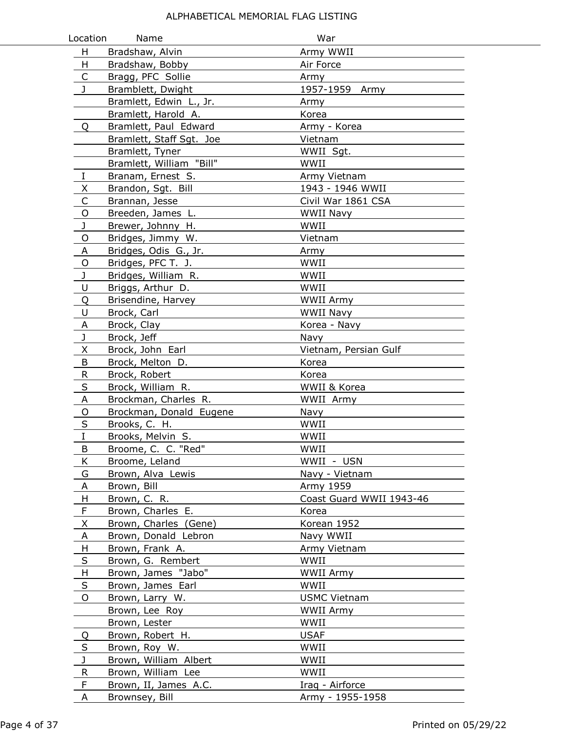ALPHABETICAL MEMORIAL FLAG LISTING

| Location | Name | War |
|---|---|---|
| H | Bradshaw, Alvin | Army WWII |
| H | Bradshaw, Bobby | Air Force |
| C | Bragg, PFC Sollie | Army |
| J | Bramblett, Dwight | 1957-1959 Army |
| | Bramlett, Edwin L., Jr. | Army |
| | Bramlett, Harold A. | Korea |
| Q | Bramlett, Paul Edward | Army - Korea |
| | Bramlett, Staff Sgt. Joe | Vietnam |
| | Bramlett, Tyner | WWII Sgt. |
| | Bramlett, William "Bill" | WWII |
| I | Branam, Ernest S. | Army Vietnam |
| X | Brandon, Sgt. Bill | 1943 - 1946 WWII |
| C | Brannan, Jesse | Civil War 1861 CSA |
| O | Breeden, James L. | WWII Navy |
| J | Brewer, Johnny H. | WWII |
| O | Bridges, Jimmy W. | Vietnam |
| A | Bridges, Odis G., Jr. | Army |
| O | Bridges, PFC T. J. | WWII |
| J | Bridges, William R. | WWII |
| U | Briggs, Arthur D. | WWII |
| Q | Brisendine, Harvey | WWII Army |
| U | Brock, Carl | WWII Navy |
| A | Brock, Clay | Korea - Navy |
| J | Brock, Jeff | Navy |
| X | Brock, John Earl | Vietnam, Persian Gulf |
| B | Brock, Melton D. | Korea |
| R | Brock, Robert | Korea |
| S | Brock, William R. | WWII & Korea |
| A | Brockman, Charles R. | WWII Army |
| O | Brockman, Donald Eugene | Navy |
| S | Brooks, C. H. | WWII |
| I | Brooks, Melvin S. | WWII |
| B | Broome, C. C. "Red" | WWII |
| K | Broome, Leland | WWII - USN |
| G | Brown, Alva Lewis | Navy - Vietnam |
| A | Brown, Bill | Army 1959 |
| H | Brown, C. R. | Coast Guard WWII 1943-46 |
| F | Brown, Charles E. | Korea |
| X | Brown, Charles (Gene) | Korean 1952 |
| A | Brown, Donald Lebron | Navy WWII |
| H | Brown, Frank A. | Army Vietnam |
| S | Brown, G. Rembert | WWII |
| H | Brown, James "Jabo" | WWII Army |
| S | Brown, James Earl | WWII |
| O | Brown, Larry W. | USMC Vietnam |
| | Brown, Lee Roy | WWII Army |
| | Brown, Lester | WWII |
| Q | Brown, Robert H. | USAF |
| S | Brown, Roy W. | WWII |
| J | Brown, William Albert | WWII |
| R | Brown, William Lee | WWII |
| F | Brown, II, James A.C. | Iraq - Airforce |
| A | Brownsey, Bill | Army - 1955-1958 |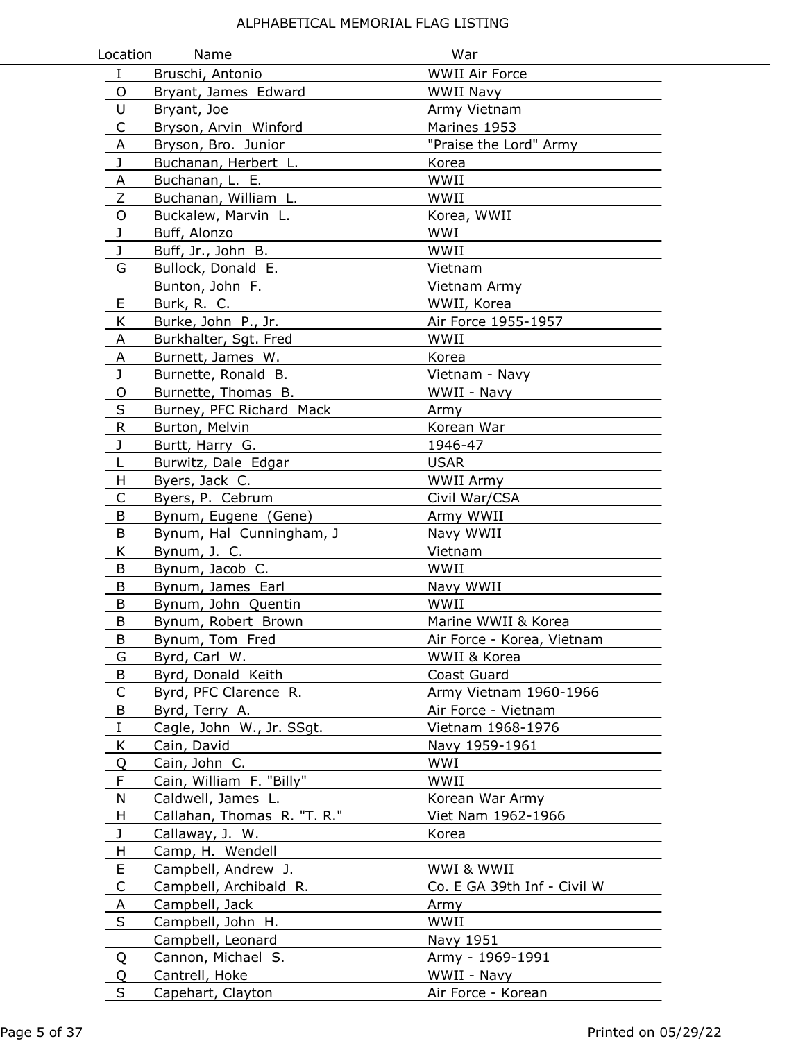# ALPHABETICAL MEMORIAL FLAG LISTING

| Location | Name | War |
|---|---|---|
| I | Bruschi, Antonio | WWII Air Force |
| O | Bryant, James Edward | WWII Navy |
| U | Bryant, Joe | Army Vietnam |
| C | Bryson, Arvin Winford | Marines 1953 |
| A | Bryson, Bro. Junior | "Praise the Lord" Army |
| J | Buchanan, Herbert L. | Korea |
| A | Buchanan, L. E. | WWII |
| Z | Buchanan, William L. | WWII |
| O | Buckalew, Marvin L. | Korea, WWII |
| J | Buff, Alonzo | WWI |
| J | Buff, Jr., John B. | WWII |
| G | Bullock, Donald E. | Vietnam |
| | Bunton, John F. | Vietnam Army |
| E | Burk, R. C. | WWII, Korea |
| K | Burke, John P., Jr. | Air Force 1955-1957 |
| A | Burkhalter, Sgt. Fred | WWII |
| A | Burnett, James W. | Korea |
| J | Burnette, Ronald B. | Vietnam - Navy |
| O | Burnette, Thomas B. | WWII - Navy |
| S | Burney, PFC Richard Mack | Army |
| R | Burton, Melvin | Korean War |
| J | Burtt, Harry G. | 1946-47 |
| L | Burwitz, Dale Edgar | USAR |
| H | Byers, Jack C. | WWII Army |
| C | Byers, P. Cebrum | Civil War/CSA |
| B | Bynum, Eugene (Gene) | Army WWII |
| B | Bynum, Hal Cunningham, J | Navy WWII |
| K | Bynum, J. C. | Vietnam |
| B | Bynum, Jacob C. | WWII |
| B | Bynum, James Earl | Navy WWII |
| B | Bynum, John Quentin | WWII |
| B | Bynum, Robert Brown | Marine WWII & Korea |
| B | Bynum, Tom Fred | Air Force - Korea, Vietnam |
| G | Byrd, Carl W. | WWII & Korea |
| B | Byrd, Donald Keith | Coast Guard |
| C | Byrd, PFC Clarence R. | Army Vietnam 1960-1966 |
| B | Byrd, Terry A. | Air Force - Vietnam |
| I | Cagle, John W., Jr. SSgt. | Vietnam 1968-1976 |
| K | Cain, David | Navy 1959-1961 |
| Q | Cain, John C. | WWI |
| F | Cain, William F. "Billy" | WWII |
| N | Caldwell, James L. | Korean War Army |
| H | Callahan, Thomas R. "T. R." | Viet Nam 1962-1966 |
| J | Callaway, J. W. | Korea |
| H | Camp, H. Wendell | |
| E | Campbell, Andrew J. | WWI & WWII |
| C | Campbell, Archibald R. | Co. E GA 39th Inf - Civil W |
| A | Campbell, Jack | Army |
| S | Campbell, John H. | WWII |
| | Campbell, Leonard | Navy 1951 |
| Q | Cannon, Michael S. | Army - 1969-1991 |
| Q | Cantrell, Hoke | WWII - Navy |
| S | Capehart, Clayton | Air Force - Korean |

Printed on 05/29/22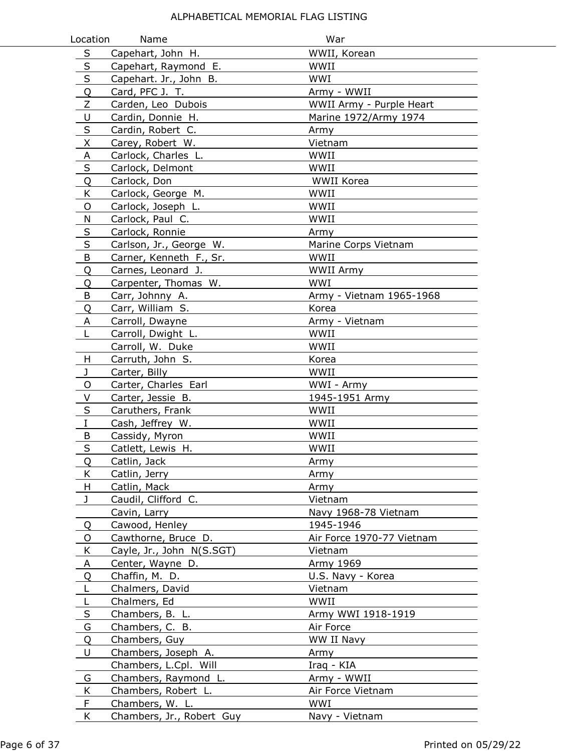ALPHABETICAL MEMORIAL FLAG LISTING

| Location | Name | War |
|---|---|---|
| S | Capehart, John H. | WWII, Korean |
| S | Capehart, Raymond E. | WWII |
| S | Capehart. Jr., John B. | WWI |
| Q | Card, PFC J. T. | Army - WWII |
| Z | Carden, Leo Dubois | WWII Army - Purple Heart |
| U | Cardin, Donnie H. | Marine 1972/Army 1974 |
| S | Cardin, Robert C. | Army |
| X | Carey, Robert W. | Vietnam |
| A | Carlock, Charles L. | WWII |
| S | Carlock, Delmont | WWII |
| Q | Carlock, Don | WWII Korea |
| K | Carlock, George M. | WWII |
| O | Carlock, Joseph L. | WWII |
| N | Carlock, Paul C. | WWII |
| S | Carlock, Ronnie | Army |
| S | Carlson, Jr., George W. | Marine Corps Vietnam |
| B | Carner, Kenneth F., Sr. | WWII |
| Q | Carnes, Leonard J. | WWII Army |
| Q | Carpenter, Thomas W. | WWI |
| B | Carr, Johnny A. | Army - Vietnam 1965-1968 |
| Q | Carr, William S. | Korea |
| A | Carroll, Dwayne | Army - Vietnam |
| L | Carroll, Dwight L. | WWII |
| | Carroll, W. Duke | WWII |
| H | Carruth, John S. | Korea |
| J | Carter, Billy | WWII |
| O | Carter, Charles Earl | WWI - Army |
| V | Carter, Jessie B. | 1945-1951 Army |
| S | Caruthers, Frank | WWII |
| I | Cash, Jeffrey W. | WWII |
| B | Cassidy, Myron | WWII |
| S | Catlett, Lewis H. | WWII |
| Q | Catlin, Jack | Army |
| K | Catlin, Jerry | Army |
| H | Catlin, Mack | Army |
| J | Caudil, Clifford C. | Vietnam |
| | Cavin, Larry | Navy 1968-78 Vietnam |
| Q | Cawood, Henley | 1945-1946 |
| O | Cawthorne, Bruce D. | Air Force 1970-77 Vietnam |
| K | Cayle, Jr., John N(S.SGT) | Vietnam |
| A | Center, Wayne D. | Army 1969 |
| Q | Chaffin, M. D. | U.S. Navy - Korea |
| L | Chalmers, David | Vietnam |
| L | Chalmers, Ed | WWII |
| S | Chambers, B. L. | Army WWI 1918-1919 |
| G | Chambers, C. B. | Air Force |
| Q | Chambers, Guy | WW II Navy |
| U | Chambers, Joseph A. | Army |
| | Chambers, L.Cpl. Will | Iraq - KIA |
| G | Chambers, Raymond L. | Army - WWII |
| K | Chambers, Robert L. | Air Force Vietnam |
| F | Chambers, W. L. | WWI |
| K | Chambers, Jr., Robert Guy | Navy - Vietnam |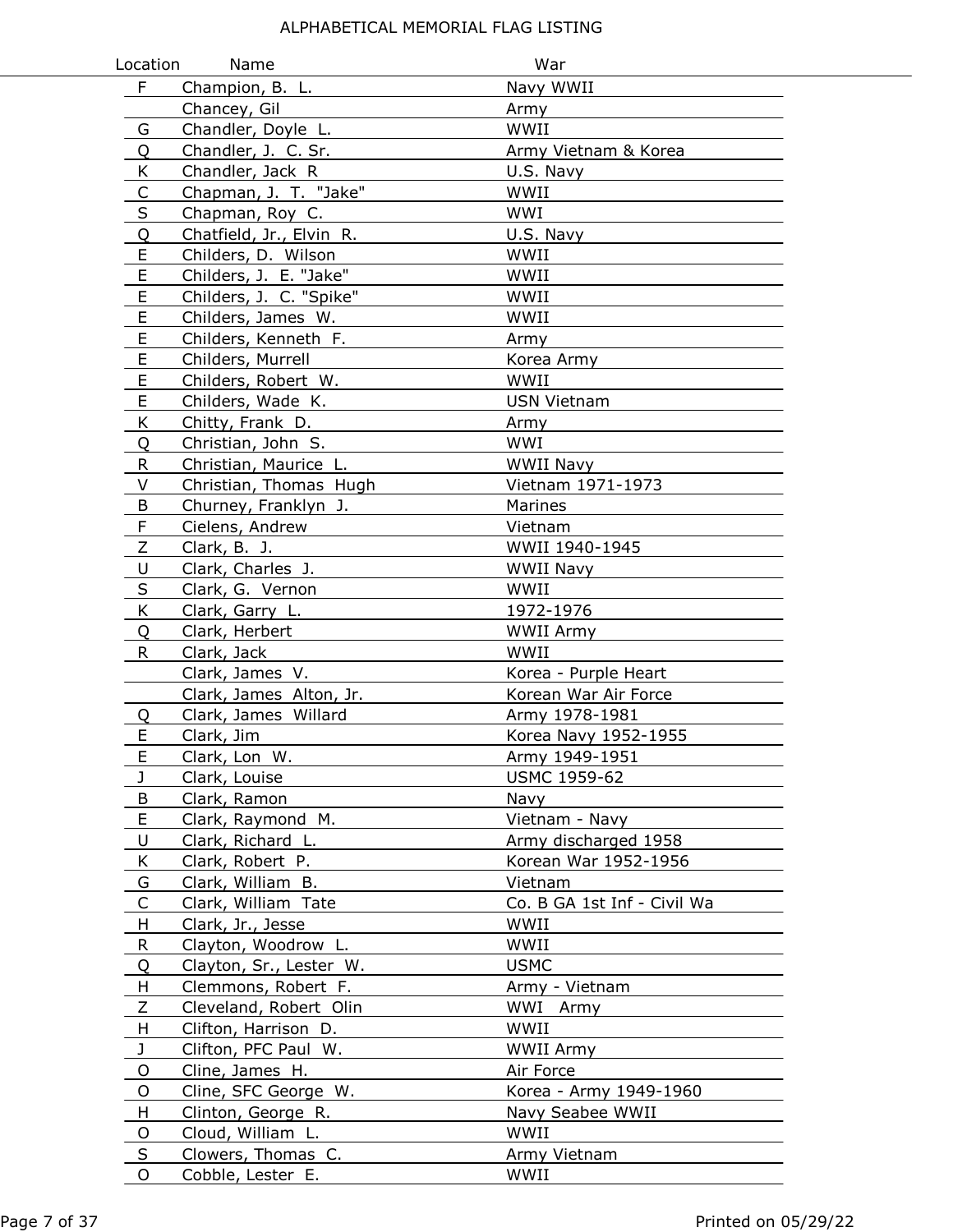# ALPHABETICAL MEMORIAL FLAG LISTING

| Location | Name | War |
|---|---|---|
| F | Champion, B. L. | Navy WWII |
| | Chancey, Gil | Army |
| G | Chandler, Doyle L. | WWII |
| Q | Chandler, J. C. Sr. | Army Vietnam & Korea |
| K | Chandler, Jack R | U.S. Navy |
| C | Chapman, J. T. "Jake" | WWII |
| S | Chapman, Roy C. | WWI |
| Q | Chatfield, Jr., Elvin R. | U.S. Navy |
| E | Childers, D. Wilson | WWII |
| E | Childers, J. E. "Jake" | WWII |
| E | Childers, J. C. "Spike" | WWII |
| E | Childers, James W. | WWII |
| E | Childers, Kenneth F. | Army |
| E | Childers, Murrell | Korea Army |
| E | Childers, Robert W. | WWII |
| E | Childers, Wade K. | USN Vietnam |
| K | Chitty, Frank D. | Army |
| Q | Christian, John S. | WWI |
| R | Christian, Maurice L. | WWII Navy |
| V | Christian, Thomas Hugh | Vietnam 1971-1973 |
| B | Churney, Franklyn J. | Marines |
| F | Cielens, Andrew | Vietnam |
| Z | Clark, B. J. | WWII 1940-1945 |
| U | Clark, Charles J. | WWII Navy |
| S | Clark, G. Vernon | WWII |
| K | Clark, Garry L. | 1972-1976 |
| Q | Clark, Herbert | WWII Army |
| R | Clark, Jack | WWII |
| | Clark, James V. | Korea - Purple Heart |
| | Clark, James Alton, Jr. | Korean War Air Force |
| Q | Clark, James Willard | Army 1978-1981 |
| E | Clark, Jim | Korea Navy 1952-1955 |
| E | Clark, Lon W. | Army 1949-1951 |
| J | Clark, Louise | USMC 1959-62 |
| B | Clark, Ramon | Navy |
| E | Clark, Raymond M. | Vietnam - Navy |
| U | Clark, Richard L. | Army discharged 1958 |
| K | Clark, Robert P. | Korean War 1952-1956 |
| G | Clark, William B. | Vietnam |
| C | Clark, William Tate | Co. B GA 1st Inf - Civil Wa |
| H | Clark, Jr., Jesse | WWII |
| R | Clayton, Woodrow L. | WWII |
| Q | Clayton, Sr., Lester W. | USMC |
| H | Clemmons, Robert F. | Army - Vietnam |
| Z | Cleveland, Robert Olin | WWI Army |
| H | Clifton, Harrison D. | WWII |
| J | Clifton, PFC Paul W. | WWII Army |
| O | Cline, James H. | Air Force |
| O | Cline, SFC George W. | Korea - Army 1949-1960 |
| H | Clinton, George R. | Navy Seabee WWII |
| O | Cloud, William L. | WWII |
| S | Clowers, Thomas C. | Army Vietnam |
| O | Cobble, Lester E. | WWII |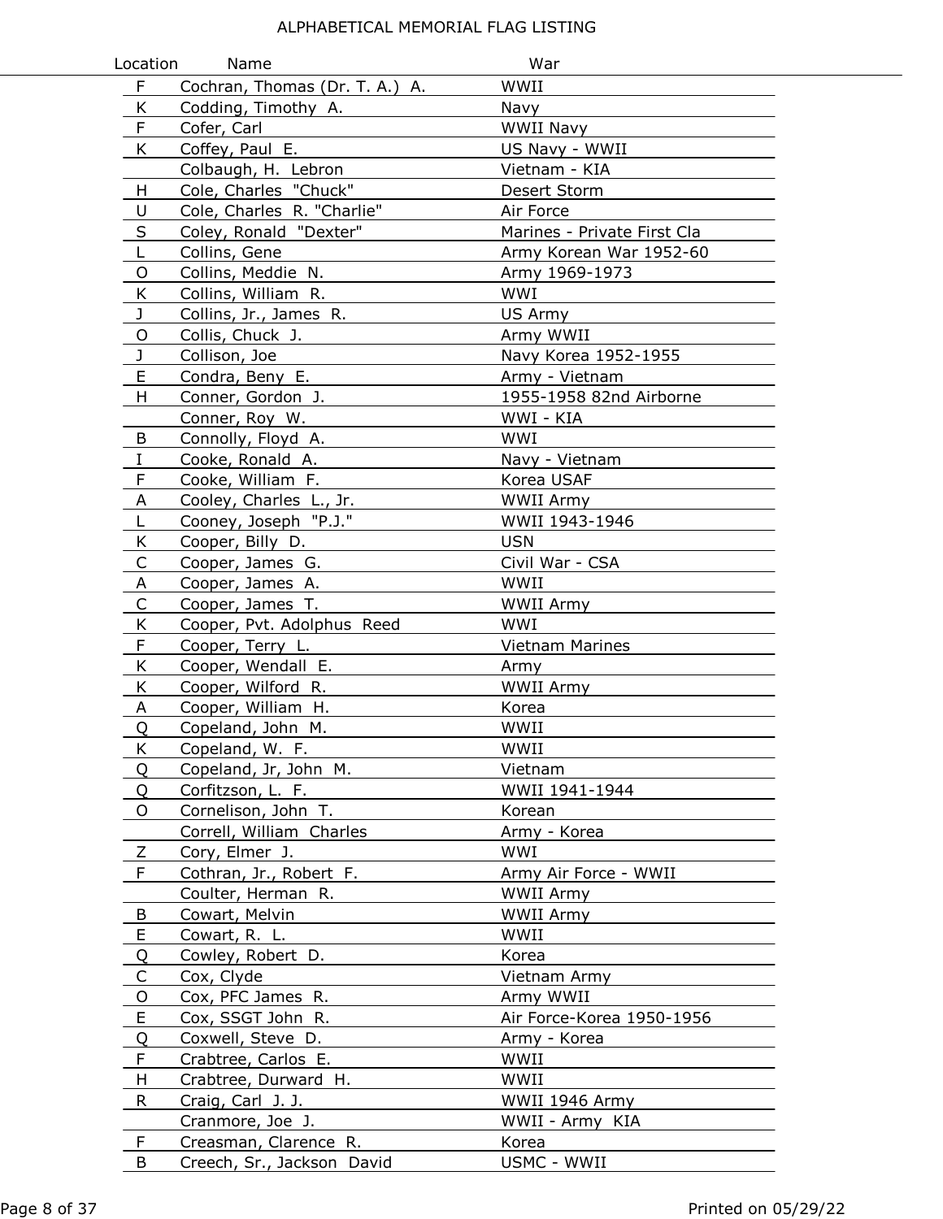ALPHABETICAL MEMORIAL FLAG LISTING

| Location | Name | War |
|---|---|---|
| F | Cochran, Thomas (Dr. T. A.) A. | WWII |
| K | Codding, Timothy A. | Navy |
| F | Cofer, Carl | WWII Navy |
| K | Coffey, Paul E. | US Navy - WWII |
| | Colbaugh, H. Lebron | Vietnam - KIA |
| H | Cole, Charles "Chuck" | Desert Storm |
| U | Cole, Charles R. "Charlie" | Air Force |
| S | Coley, Ronald "Dexter" | Marines - Private First Cla |
| L | Collins, Gene | Army Korean War 1952-60 |
| O | Collins, Meddie N. | Army 1969-1973 |
| K | Collins, William R. | WWI |
| J | Collins, Jr., James R. | US Army |
| O | Collis, Chuck J. | Army WWII |
| J | Collison, Joe | Navy Korea 1952-1955 |
| E | Condra, Beny E. | Army - Vietnam |
| H | Conner, Gordon J. | 1955-1958 82nd Airborne |
| | Conner, Roy W. | WWI - KIA |
| B | Connolly, Floyd A. | WWI |
| I | Cooke, Ronald A. | Navy - Vietnam |
| F | Cooke, William F. | Korea USAF |
| A | Cooley, Charles L., Jr. | WWII Army |
| L | Cooney, Joseph "P.J." | WWII 1943-1946 |
| K | Cooper, Billy D. | USN |
| C | Cooper, James G. | Civil War - CSA |
| A | Cooper, James A. | WWII |
| C | Cooper, James T. | WWII Army |
| K | Cooper, Pvt. Adolphus Reed | WWI |
| F | Cooper, Terry L. | Vietnam Marines |
| K | Cooper, Wendall E. | Army |
| K | Cooper, Wilford R. | WWII Army |
| A | Cooper, William H. | Korea |
| Q | Copeland, John M. | WWII |
| K | Copeland, W. F. | WWII |
| Q | Copeland, Jr, John M. | Vietnam |
| Q | Corfitzson, L. F. | WWII 1941-1944 |
| O | Cornelison, John T. | Korean |
| | Correll, William Charles | Army - Korea |
| Z | Cory, Elmer J. | WWI |
| F | Cothran, Jr., Robert F. | Army Air Force - WWII |
| | Coulter, Herman R. | WWII Army |
| B | Cowart, Melvin | WWII Army |
| E | Cowart, R. L. | WWII |
| Q | Cowley, Robert D. | Korea |
| C | Cox, Clyde | Vietnam Army |
| O | Cox, PFC James R. | Army WWII |
| E | Cox, SSGT John R. | Air Force-Korea 1950-1956 |
| Q | Coxwell, Steve D. | Army - Korea |
| F | Crabtree, Carlos E. | WWII |
| H | Crabtree, Durward H. | WWII |
| R | Craig, Carl J. J. | WWII 1946 Army |
| | Cranmore, Joe J. | WWII - Army KIA |
| F | Creasman, Clarence R. | Korea |
| B | Creech, Sr., Jackson David | USMC - WWII |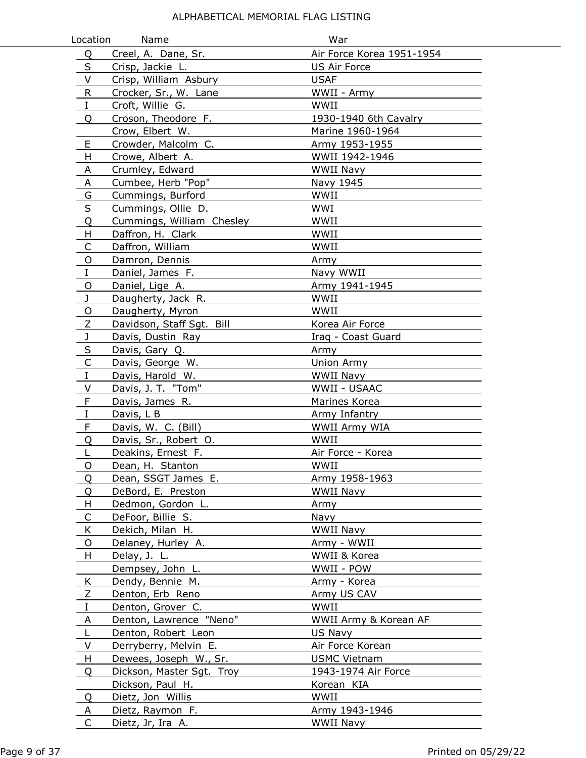# ALPHABETICAL MEMORIAL FLAG LISTING

| Location | Name | War |
|---|---|---|
| Q | Creel, A. Dane, Sr. | Air Force Korea 1951-1954 |
| S | Crisp, Jackie L. | US Air Force |
| V | Crisp, William Asbury | USAF |
| R | Crocker, Sr., W. Lane | WWII - Army |
| I | Croft, Willie G. | WWII |
| Q | Croson, Theodore F. | 1930-1940 6th Cavalry |
| | Crow, Elbert W. | Marine 1960-1964 |
| E | Crowder, Malcolm C. | Army 1953-1955 |
| H | Crowe, Albert A. | WWII 1942-1946 |
| A | Crumley, Edward | WWII Navy |
| A | Cumbee, Herb "Pop" | Navy 1945 |
| G | Cummings, Burford | WWII |
| S | Cummings, Ollie D. | WWI |
| Q | Cummings, William Chesley | WWII |
| H | Daffron, H. Clark | WWII |
| C | Daffron, William | WWII |
| O | Damron, Dennis | Army |
| I | Daniel, James F. | Navy WWII |
| O | Daniel, Lige A. | Army 1941-1945 |
| J | Daugherty, Jack R. | WWII |
| O | Daugherty, Myron | WWII |
| Z | Davidson, Staff Sgt. Bill | Korea Air Force |
| J | Davis, Dustin Ray | Iraq - Coast Guard |
| S | Davis, Gary Q. | Army |
| C | Davis, George W. | Union Army |
| I | Davis, Harold W. | WWII Navy |
| V | Davis, J. T. "Tom" | WWII - USAAC |
| F | Davis, James R. | Marines Korea |
| I | Davis, L B | Army Infantry |
| F | Davis, W. C. (Bill) | WWII Army WIA |
| Q | Davis, Sr., Robert O. | WWII |
| L | Deakins, Ernest F. | Air Force - Korea |
| O | Dean, H. Stanton | WWII |
| Q | Dean, SSGT James E. | Army 1958-1963 |
| Q | DeBord, E. Preston | WWII Navy |
| H | Dedmon, Gordon L. | Army |
| C | DeFoor, Billie S. | Navy |
| K | Dekich, Milan H. | WWII Navy |
| O | Delaney, Hurley A. | Army - WWII |
| H | Delay, J. L. | WWII & Korea |
| | Dempsey, John L. | WWII - POW |
| K | Dendy, Bennie M. | Army - Korea |
| Z | Denton, Erb Reno | Army US CAV |
| I | Denton, Grover C. | WWII |
| A | Denton, Lawrence "Neno" | WWII Army & Korean AF |
| L | Denton, Robert Leon | US Navy |
| V | Derryberry, Melvin E. | Air Force Korean |
| H | Dewees, Joseph W., Sr. | USMC Vietnam |
| Q | Dickson, Master Sgt. Troy | 1943-1974 Air Force |
| | Dickson, Paul H. | Korean KIA |
| Q | Dietz, Jon Willis | WWII |
| A | Dietz, Raymon F. | Army 1943-1946 |
| C | Dietz, Jr, Ira A. | WWII Navy |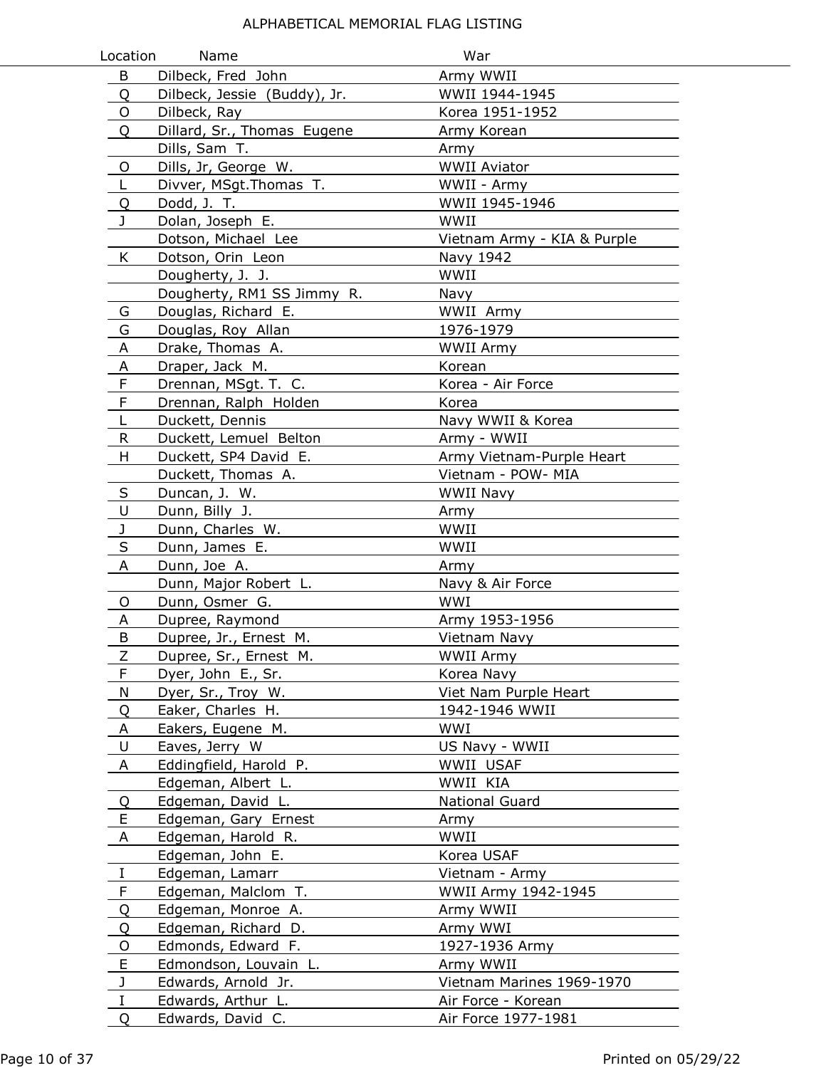# ALPHABETICAL MEMORIAL FLAG LISTING

| Location | Name | War |
|---|---|---|
| B | Dilbeck, Fred John | Army WWII |
| Q | Dilbeck, Jessie (Buddy), Jr. | WWII 1944-1945 |
| O | Dilbeck, Ray | Korea 1951-1952 |
| Q | Dillard, Sr., Thomas Eugene | Army Korean |
| | Dills, Sam T. | Army |
| O | Dills, Jr, George W. | WWII Aviator |
| L | Divver, MSgt.Thomas T. | WWII - Army |
| Q | Dodd, J. T. | WWII 1945-1946 |
| J | Dolan, Joseph E. | WWII |
| | Dotson, Michael Lee | Vietnam Army - KIA & Purple |
| K | Dotson, Orin Leon | Navy 1942 |
| | Dougherty, J. J. | WWII |
| | Dougherty, RM1 SS Jimmy R. | Navy |
| G | Douglas, Richard E. | WWII Army |
| G | Douglas, Roy Allan | 1976-1979 |
| A | Drake, Thomas A. | WWII Army |
| A | Draper, Jack M. | Korean |
| F | Drennan, MSgt. T. C. | Korea - Air Force |
| F | Drennan, Ralph Holden | Korea |
| L | Duckett, Dennis | Navy WWII & Korea |
| R | Duckett, Lemuel Belton | Army - WWII |
| H | Duckett, SP4 David E. | Army Vietnam-Purple Heart |
| | Duckett, Thomas A. | Vietnam - POW- MIA |
| S | Duncan, J. W. | WWII Navy |
| U | Dunn, Billy J. | Army |
| J | Dunn, Charles W. | WWII |
| S | Dunn, James E. | WWII |
| A | Dunn, Joe A. | Army |
| | Dunn, Major Robert L. | Navy & Air Force |
| O | Dunn, Osmer G. | WWI |
| A | Dupree, Raymond | Army 1953-1956 |
| B | Dupree, Jr., Ernest M. | Vietnam Navy |
| Z | Dupree, Sr., Ernest M. | WWII Army |
| F | Dyer, John E., Sr. | Korea Navy |
| N | Dyer, Sr., Troy W. | Viet Nam Purple Heart |
| Q | Eaker, Charles H. | 1942-1946 WWII |
| A | Eakers, Eugene M. | WWI |
| U | Eaves, Jerry W | US Navy - WWII |
| A | Eddingfield, Harold P. | WWII USAF |
| | Edgeman, Albert L. | WWII KIA |
| Q | Edgeman, David L. | National Guard |
| E | Edgeman, Gary Ernest | Army |
| A | Edgeman, Harold R. | WWII |
| | Edgeman, John E. | Korea USAF |
| I | Edgeman, Lamarr | Vietnam - Army |
| F | Edgeman, Malclom T. | WWII Army 1942-1945 |
| Q | Edgeman, Monroe A. | Army WWII |
| Q | Edgeman, Richard D. | Army WWI |
| O | Edmonds, Edward F. | 1927-1936 Army |
| E | Edmondson, Louvain L. | Army WWII |
| J | Edwards, Arnold Jr. | Vietnam Marines 1969-1970 |
| I | Edwards, Arthur L. | Air Force - Korean |
| Q | Edwards, David C. | Air Force 1977-1981 |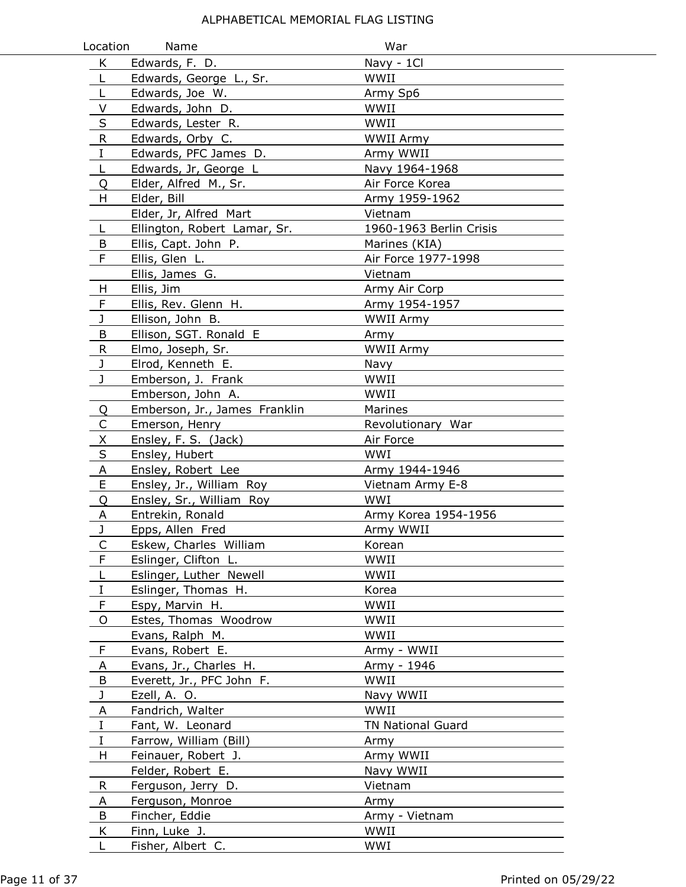# ALPHABETICAL MEMORIAL FLAG LISTING

| Location | Name | War |
|---|---|---|
| K | Edwards, F. D. | Navy - 1Cl |
| L | Edwards, George L., Sr. | WWII |
| L | Edwards, Joe W. | Army Sp6 |
| V | Edwards, John D. | WWII |
| S | Edwards, Lester R. | WWII |
| R | Edwards, Orby C. | WWII Army |
| I | Edwards, PFC James D. | Army WWII |
| L | Edwards, Jr, George L | Navy 1964-1968 |
| Q | Elder, Alfred M., Sr. | Air Force Korea |
| H | Elder, Bill | Army 1959-1962 |
| | Elder, Jr, Alfred Mart | Vietnam |
| L | Ellington, Robert Lamar, Sr. | 1960-1963 Berlin Crisis |
| B | Ellis, Capt. John P. | Marines (KIA) |
| F | Ellis, Glen L. | Air Force 1977-1998 |
| | Ellis, James G. | Vietnam |
| H | Ellis, Jim | Army Air Corp |
| F | Ellis, Rev. Glenn H. | Army 1954-1957 |
| J | Ellison, John B. | WWII Army |
| B | Ellison, SGT. Ronald E | Army |
| R | Elmo, Joseph, Sr. | WWII Army |
| J | Elrod, Kenneth E. | Navy |
| J | Emberson, J. Frank | WWII |
| | Emberson, John A. | WWII |
| Q | Emberson, Jr., James Franklin | Marines |
| C | Emerson, Henry | Revolutionary War |
| X | Ensley, F. S. (Jack) | Air Force |
| S | Ensley, Hubert | WWI |
| A | Ensley, Robert Lee | Army 1944-1946 |
| E | Ensley, Jr., William Roy | Vietnam Army E-8 |
| Q | Ensley, Sr., William Roy | WWI |
| A | Entrekin, Ronald | Army Korea 1954-1956 |
| J | Epps, Allen Fred | Army WWII |
| C | Eskew, Charles William | Korean |
| F | Eslinger, Clifton L. | WWII |
| L | Eslinger, Luther Newell | WWII |
| I | Eslinger, Thomas H. | Korea |
| F | Espy, Marvin H. | WWII |
| O | Estes, Thomas Woodrow | WWII |
| | Evans, Ralph M. | WWII |
| F | Evans, Robert E. | Army - WWII |
| A | Evans, Jr., Charles H. | Army - 1946 |
| B | Everett, Jr., PFC John F. | WWII |
| J | Ezell, A. O. | Navy WWII |
| A | Fandrich, Walter | WWII |
| I | Fant, W. Leonard | TN National Guard |
| I | Farrow, William (Bill) | Army |
| H | Feinauer, Robert J. | Army WWII |
| | Felder, Robert E. | Navy WWII |
| R | Ferguson, Jerry D. | Vietnam |
| A | Ferguson, Monroe | Army |
| B | Fincher, Eddie | Army - Vietnam |
| K | Finn, Luke J. | WWII |
| L | Fisher, Albert C. | WWI |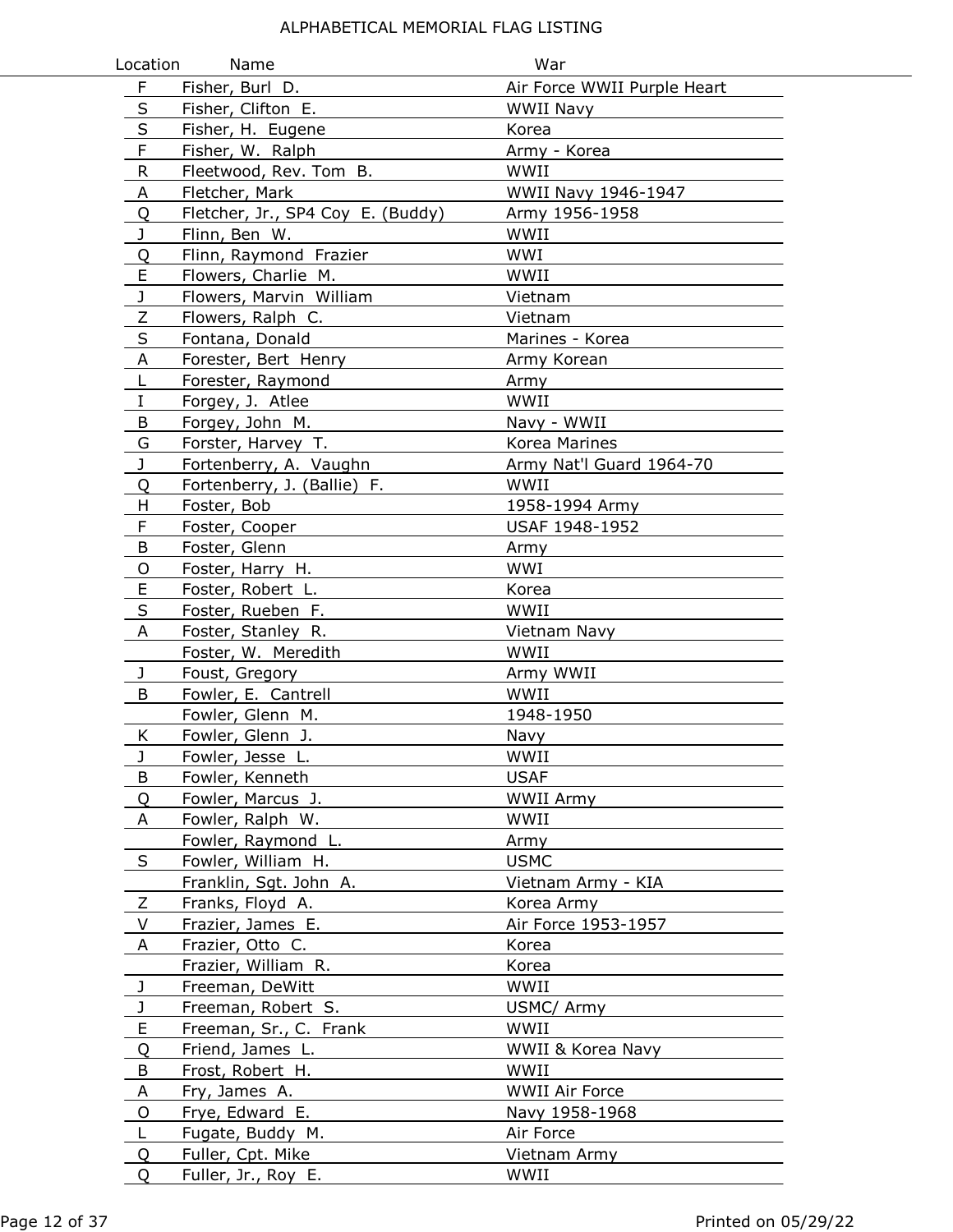# ALPHABETICAL MEMORIAL FLAG LISTING

| Location | Name | War |
|---|---|---|
| F | Fisher, Burl D. | Air Force WWII Purple Heart |
| S | Fisher, Clifton E. | WWII Navy |
| S | Fisher, H. Eugene | Korea |
| F | Fisher, W. Ralph | Army - Korea |
| R | Fleetwood, Rev. Tom B. | WWII |
| A | Fletcher, Mark | WWII Navy 1946-1947 |
| Q | Fletcher, Jr., SP4 Coy E. (Buddy) | Army 1956-1958 |
| J | Flinn, Ben W. | WWII |
| Q | Flinn, Raymond Frazier | WWI |
| E | Flowers, Charlie M. | WWII |
| J | Flowers, Marvin William | Vietnam |
| Z | Flowers, Ralph C. | Vietnam |
| S | Fontana, Donald | Marines - Korea |
| A | Forester, Bert Henry | Army Korean |
| L | Forester, Raymond | Army |
| I | Forgey, J. Atlee | WWII |
| B | Forgey, John M. | Navy - WWII |
| G | Forster, Harvey T. | Korea Marines |
| J | Fortenberry, A. Vaughn | Army Nat'l Guard 1964-70 |
| Q | Fortenberry, J. (Ballie) F. | WWII |
| H | Foster, Bob | 1958-1994 Army |
| F | Foster, Cooper | USAF 1948-1952 |
| B | Foster, Glenn | Army |
| O | Foster, Harry H. | WWI |
| E | Foster, Robert L. | Korea |
| S | Foster, Rueben F. | WWII |
| A | Foster, Stanley R. | Vietnam Navy |
| | Foster, W. Meredith | WWII |
| J | Foust, Gregory | Army WWII |
| B | Fowler, E. Cantrell | WWII |
| | Fowler, Glenn M. | 1948-1950 |
| K | Fowler, Glenn J. | Navy |
| J | Fowler, Jesse L. | WWII |
| B | Fowler, Kenneth | USAF |
| Q | Fowler, Marcus J. | WWII Army |
| A | Fowler, Ralph W. | WWII |
| | Fowler, Raymond L. | Army |
| S | Fowler, William H. | USMC |
| | Franklin, Sgt. John A. | Vietnam Army - KIA |
| Z | Franks, Floyd A. | Korea Army |
| V | Frazier, James E. | Air Force 1953-1957 |
| A | Frazier, Otto C. | Korea |
| | Frazier, William R. | Korea |
| J | Freeman, DeWitt | WWII |
| J | Freeman, Robert S. | USMC/ Army |
| E | Freeman, Sr., C. Frank | WWII |
| Q | Friend, James L. | WWII & Korea Navy |
| B | Frost, Robert H. | WWII |
| A | Fry, James A. | WWII Air Force |
| O | Frye, Edward E. | Navy 1958-1968 |
| L | Fugate, Buddy M. | Air Force |
| Q | Fuller, Cpt. Mike | Vietnam Army |
| Q | Fuller, Jr., Roy E. | WWII |

Printed on 05/29/22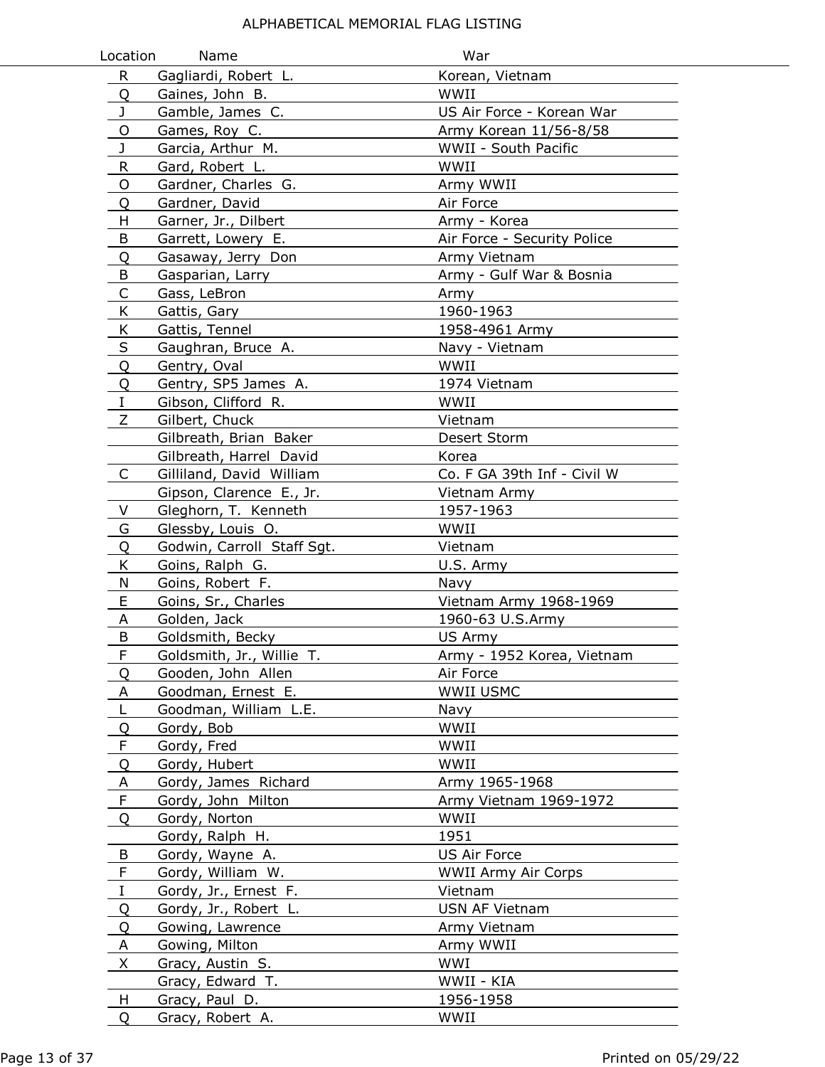# ALPHABETICAL MEMORIAL FLAG LISTING

| Location | Name | War |
|---|---|---|
| R | Gagliardi, Robert L. | Korean, Vietnam |
| Q | Gaines, John B. | WWII |
| J | Gamble, James C. | US Air Force - Korean War |
| O | Games, Roy C. | Army Korean 11/56-8/58 |
| J | Garcia, Arthur M. | WWII - South Pacific |
| R | Gard, Robert L. | WWII |
| O | Gardner, Charles G. | Army WWII |
| Q | Gardner, David | Air Force |
| H | Garner, Jr., Dilbert | Army - Korea |
| B | Garrett, Lowery E. | Air Force - Security Police |
| Q | Gasaway, Jerry Don | Army Vietnam |
| B | Gasparian, Larry | Army - Gulf War & Bosnia |
| C | Gass, LeBron | Army |
| K | Gattis, Gary | 1960-1963 |
| K | Gattis, Tennel | 1958-4961 Army |
| S | Gaughran, Bruce A. | Navy - Vietnam |
| Q | Gentry, Oval | WWII |
| Q | Gentry, SP5 James A. | 1974 Vietnam |
| I | Gibson, Clifford R. | WWII |
| Z | Gilbert, Chuck | Vietnam |
| | Gilbreath, Brian Baker | Desert Storm |
| | Gilbreath, Harrel David | Korea |
| C | Gilliland, David William | Co. F GA 39th Inf - Civil W |
| | Gipson, Clarence E., Jr. | Vietnam Army |
| V | Gleghorn, T. Kenneth | 1957-1963 |
| G | Glessby, Louis O. | WWII |
| Q | Godwin, Carroll Staff Sgt. | Vietnam |
| K | Goins, Ralph G. | U.S. Army |
| N | Goins, Robert F. | Navy |
| E | Goins, Sr., Charles | Vietnam Army 1968-1969 |
| A | Golden, Jack | 1960-63 U.S.Army |
| B | Goldsmith, Becky | US Army |
| F | Goldsmith, Jr., Willie T. | Army - 1952 Korea, Vietnam |
| Q | Gooden, John Allen | Air Force |
| A | Goodman, Ernest E. | WWII USMC |
| L | Goodman, William L.E. | Navy |
| Q | Gordy, Bob | WWII |
| F | Gordy, Fred | WWII |
| Q | Gordy, Hubert | WWII |
| A | Gordy, James Richard | Army 1965-1968 |
| F | Gordy, John Milton | Army Vietnam 1969-1972 |
| Q | Gordy, Norton | WWII |
| | Gordy, Ralph H. | 1951 |
| B | Gordy, Wayne A. | US Air Force |
| F | Gordy, William W. | WWII Army Air Corps |
| I | Gordy, Jr., Ernest F. | Vietnam |
| Q | Gordy, Jr., Robert L. | USN AF Vietnam |
| Q | Gowing, Lawrence | Army Vietnam |
| A | Gowing, Milton | Army WWII |
| X | Gracy, Austin S. | WWI |
| | Gracy, Edward T. | WWII - KIA |
| H | Gracy, Paul D. | 1956-1958 |
| Q | Gracy, Robert A. | WWII |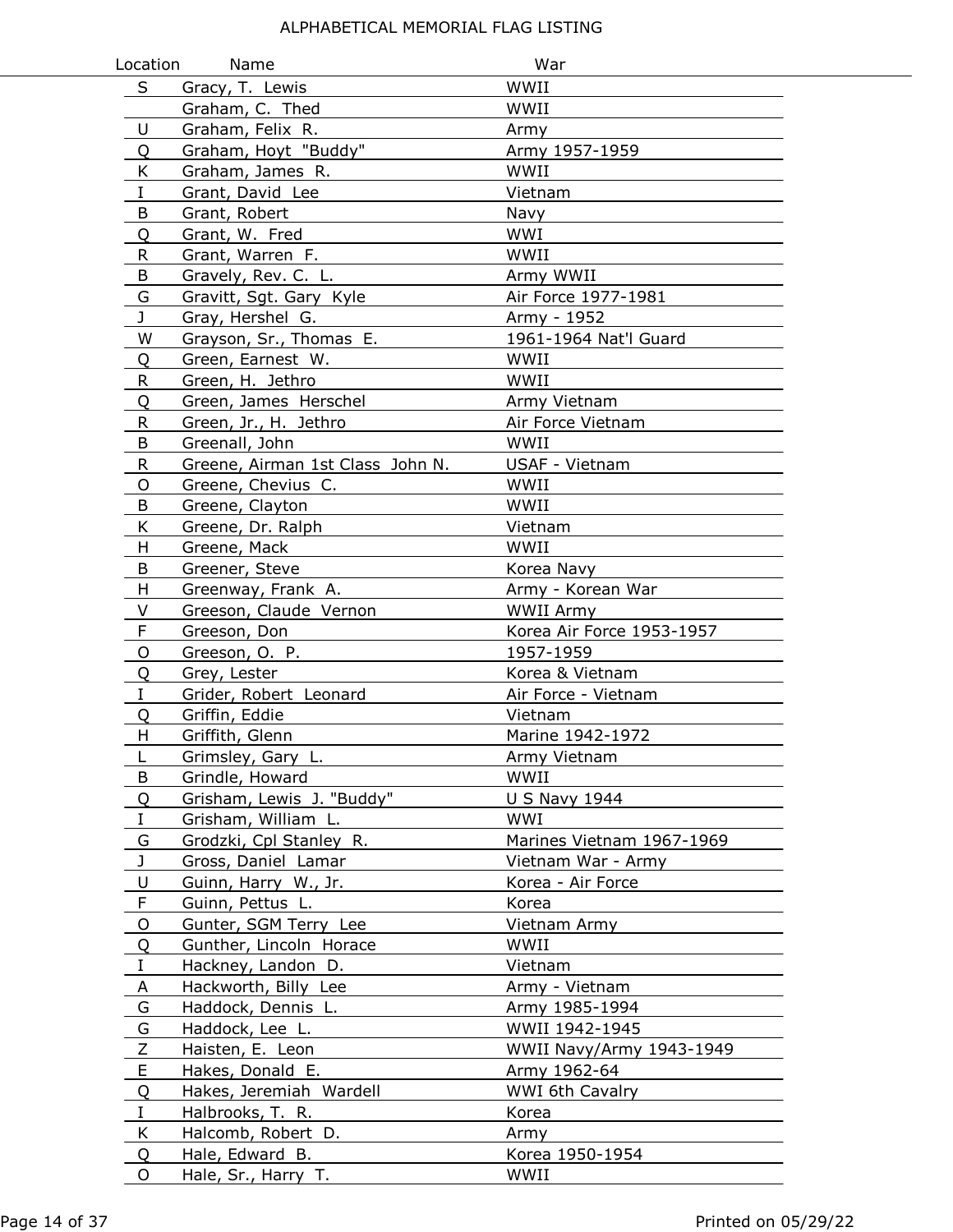# ALPHABETICAL MEMORIAL FLAG LISTING

| Location | Name | War |
|---|---|---|
| S | Gracy, T. Lewis | WWII |
| | Graham, C. Thed | WWII |
| U | Graham, Felix R. | Army |
| Q | Graham, Hoyt "Buddy" | Army 1957-1959 |
| K | Graham, James R. | WWII |
| I | Grant, David Lee | Vietnam |
| B | Grant, Robert | Navy |
| Q | Grant, W. Fred | WWI |
| R | Grant, Warren F. | WWII |
| B | Gravely, Rev. C. L. | Army WWII |
| G | Gravitt, Sgt. Gary Kyle | Air Force 1977-1981 |
| J | Gray, Hershel G. | Army - 1952 |
| W | Grayson, Sr., Thomas E. | 1961-1964 Nat'l Guard |
| Q | Green, Earnest W. | WWII |
| R | Green, H. Jethro | WWII |
| Q | Green, James Herschel | Army Vietnam |
| R | Green, Jr., H. Jethro | Air Force Vietnam |
| B | Greenall, John | WWII |
| R | Greene, Airman 1st Class John N. | USAF - Vietnam |
| O | Greene, Chevius C. | WWII |
| B | Greene, Clayton | WWII |
| K | Greene, Dr. Ralph | Vietnam |
| H | Greene, Mack | WWII |
| B | Greener, Steve | Korea Navy |
| H | Greenway, Frank A. | Army - Korean War |
| V | Greeson, Claude Vernon | WWII Army |
| F | Greeson, Don | Korea Air Force 1953-1957 |
| O | Greeson, O. P. | 1957-1959 |
| Q | Grey, Lester | Korea & Vietnam |
| I | Grider, Robert Leonard | Air Force - Vietnam |
| Q | Griffin, Eddie | Vietnam |
| H | Griffith, Glenn | Marine 1942-1972 |
| L | Grimsley, Gary L. | Army Vietnam |
| B | Grindle, Howard | WWII |
| Q | Grisham, Lewis J. "Buddy" | U S Navy 1944 |
| I | Grisham, William L. | WWI |
| G | Grodzki, Cpl Stanley R. | Marines Vietnam 1967-1969 |
| J | Gross, Daniel Lamar | Vietnam War - Army |
| U | Guinn, Harry W., Jr. | Korea - Air Force |
| F | Guinn, Pettus L. | Korea |
| O | Gunter, SGM Terry Lee | Vietnam Army |
| Q | Gunther, Lincoln Horace | WWII |
| I | Hackney, Landon D. | Vietnam |
| A | Hackworth, Billy Lee | Army - Vietnam |
| G | Haddock, Dennis L. | Army 1985-1994 |
| G | Haddock, Lee L. | WWII 1942-1945 |
| Z | Haisten, E. Leon | WWII Navy/Army 1943-1949 |
| E | Hakes, Donald E. | Army 1962-64 |
| Q | Hakes, Jeremiah Wardell | WWI 6th Cavalry |
| I | Halbrooks, T. R. | Korea |
| K | Halcomb, Robert D. | Army |
| Q | Hale, Edward B. | Korea 1950-1954 |
| O | Hale, Sr., Harry T. | WWII |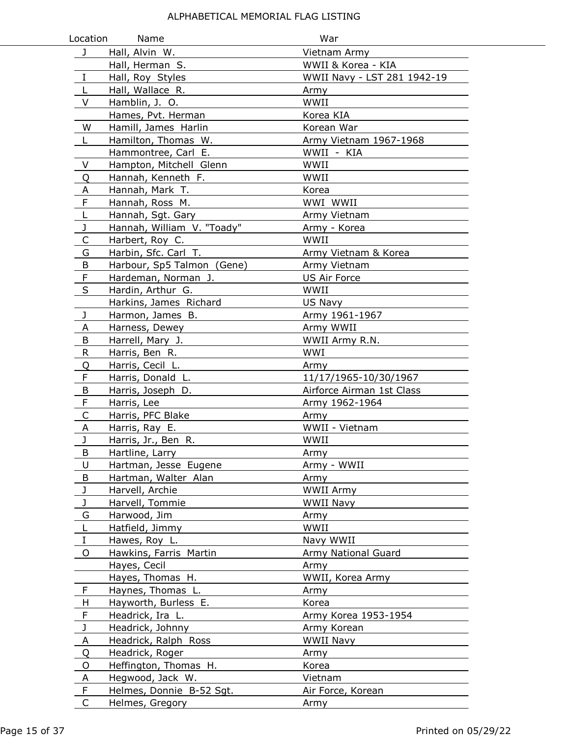ALPHABETICAL MEMORIAL FLAG LISTING

| Location | Name | War |
|---|---|---|
| J | Hall, Alvin W. | Vietnam Army |
| | Hall, Herman S. | WWII & Korea - KIA |
| I | Hall, Roy Styles | WWII Navy - LST 281 1942-19 |
| L | Hall, Wallace R. | Army |
| V | Hamblin, J. O. | WWII |
| | Hames, Pvt. Herman | Korea KIA |
| W | Hamill, James Harlin | Korean War |
| L | Hamilton, Thomas W. | Army Vietnam 1967-1968 |
| | Hammontree, Carl E. | WWII - KIA |
| V | Hampton, Mitchell Glenn | WWII |
| Q | Hannah, Kenneth F. | WWII |
| A | Hannah, Mark T. | Korea |
| F | Hannah, Ross M. | WWI WWII |
| L | Hannah, Sgt. Gary | Army Vietnam |
| J | Hannah, William V. "Toady" | Army - Korea |
| C | Harbert, Roy C. | WWII |
| G | Harbin, Sfc. Carl T. | Army Vietnam & Korea |
| B | Harbour, Sp5 Talmon (Gene) | Army Vietnam |
| F | Hardeman, Norman J. | US Air Force |
| S | Hardin, Arthur G. | WWII |
| | Harkins, James Richard | US Navy |
| J | Harmon, James B. | Army 1961-1967 |
| A | Harness, Dewey | Army WWII |
| B | Harrell, Mary J. | WWII Army R.N. |
| R | Harris, Ben R. | WWI |
| Q | Harris, Cecil L. | Army |
| F | Harris, Donald L. | 11/17/1965-10/30/1967 |
| B | Harris, Joseph D. | Airforce Airman 1st Class |
| F | Harris, Lee | Army 1962-1964 |
| C | Harris, PFC Blake | Army |
| A | Harris, Ray E. | WWII - Vietnam |
| J | Harris, Jr., Ben R. | WWII |
| B | Hartline, Larry | Army |
| U | Hartman, Jesse Eugene | Army - WWII |
| B | Hartman, Walter Alan | Army |
| J | Harvell, Archie | WWII Army |
| J | Harvell, Tommie | WWII Navy |
| G | Harwood, Jim | Army |
| L | Hatfield, Jimmy | WWII |
| I | Hawes, Roy L. | Navy WWII |
| O | Hawkins, Farris Martin | Army National Guard |
| | Hayes, Cecil | Army |
| | Hayes, Thomas H. | WWII, Korea Army |
| F | Haynes, Thomas L. | Army |
| H | Hayworth, Burless E. | Korea |
| F | Headrick, Ira L. | Army Korea 1953-1954 |
| J | Headrick, Johnny | Army Korean |
| A | Headrick, Ralph Ross | WWII Navy |
| Q | Headrick, Roger | Army |
| O | Heffington, Thomas H. | Korea |
| A | Hegwood, Jack W. | Vietnam |
| F | Helmes, Donnie B-52 Sgt. | Air Force, Korean |
| C | Helmes, Gregory | Army |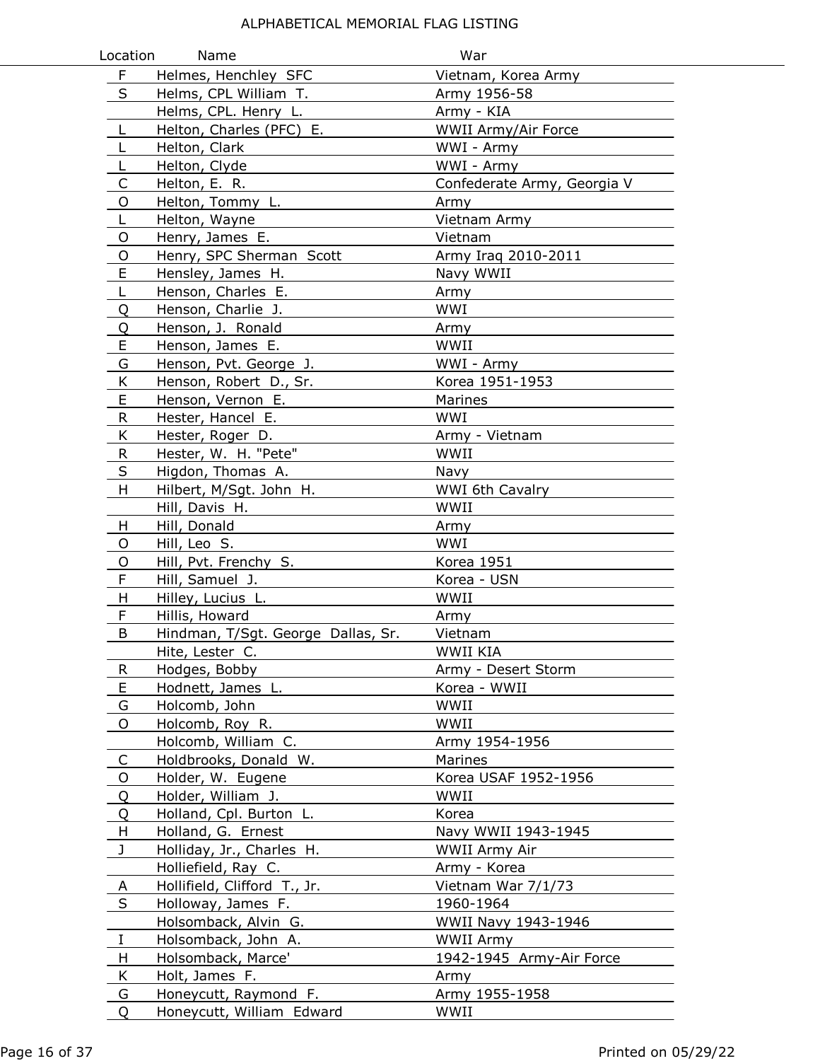ALPHABETICAL MEMORIAL FLAG LISTING

| Location | Name | War |
|---|---|---|
| F | Helmes, Henchley SFC | Vietnam, Korea Army |
| S | Helms, CPL William T. | Army 1956-58 |
| | Helms, CPL. Henry L. | Army - KIA |
| L | Helton, Charles (PFC) E. | WWII Army/Air Force |
| L | Helton, Clark | WWI - Army |
| L | Helton, Clyde | WWI - Army |
| C | Helton, E. R. | Confederate Army, Georgia V |
| O | Helton, Tommy L. | Army |
| L | Helton, Wayne | Vietnam Army |
| O | Henry, James E. | Vietnam |
| O | Henry, SPC Sherman Scott | Army Iraq 2010-2011 |
| E | Hensley, James H. | Navy WWII |
| L | Henson, Charles E. | Army |
| Q | Henson, Charlie J. | WWI |
| Q | Henson, J. Ronald | Army |
| E | Henson, James E. | WWII |
| G | Henson, Pvt. George J. | WWI - Army |
| K | Henson, Robert D., Sr. | Korea 1951-1953 |
| E | Henson, Vernon E. | Marines |
| R | Hester, Hancel E. | WWI |
| K | Hester, Roger D. | Army - Vietnam |
| R | Hester, W. H. "Pete" | WWII |
| S | Higdon, Thomas A. | Navy |
| H | Hilbert, M/Sgt. John H. | WWI 6th Cavalry |
| | Hill, Davis H. | WWII |
| H | Hill, Donald | Army |
| O | Hill, Leo S. | WWI |
| O | Hill, Pvt. Frenchy S. | Korea 1951 |
| F | Hill, Samuel J. | Korea - USN |
| H | Hilley, Lucius L. | WWII |
| F | Hillis, Howard | Army |
| B | Hindman, T/Sgt. George Dallas, Sr. | Vietnam |
| | Hite, Lester C. | WWII KIA |
| R | Hodges, Bobby | Army - Desert Storm |
| E | Hodnett, James L. | Korea - WWII |
| G | Holcomb, John | WWII |
| O | Holcomb, Roy R. | WWII |
| | Holcomb, William C. | Army 1954-1956 |
| C | Holdbrooks, Donald W. | Marines |
| O | Holder, W. Eugene | Korea USAF 1952-1956 |
| Q | Holder, William J. | WWII |
| Q | Holland, Cpl. Burton L. | Korea |
| H | Holland, G. Ernest | Navy WWII 1943-1945 |
| J | Holliday, Jr., Charles H. | WWII Army Air |
| | Holliefield, Ray C. | Army - Korea |
| A | Hollifield, Clifford T., Jr. | Vietnam War 7/1/73 |
| S | Holloway, James F. | 1960-1964 |
| | Holsomback, Alvin G. | WWII Navy 1943-1946 |
| I | Holsomback, John A. | WWII Army |
| H | Holsomback, Marce' | 1942-1945 Army-Air Force |
| K | Holt, James F. | Army |
| G | Honeycutt, Raymond F. | Army 1955-1958 |
| Q | Honeycutt, William Edward | WWII |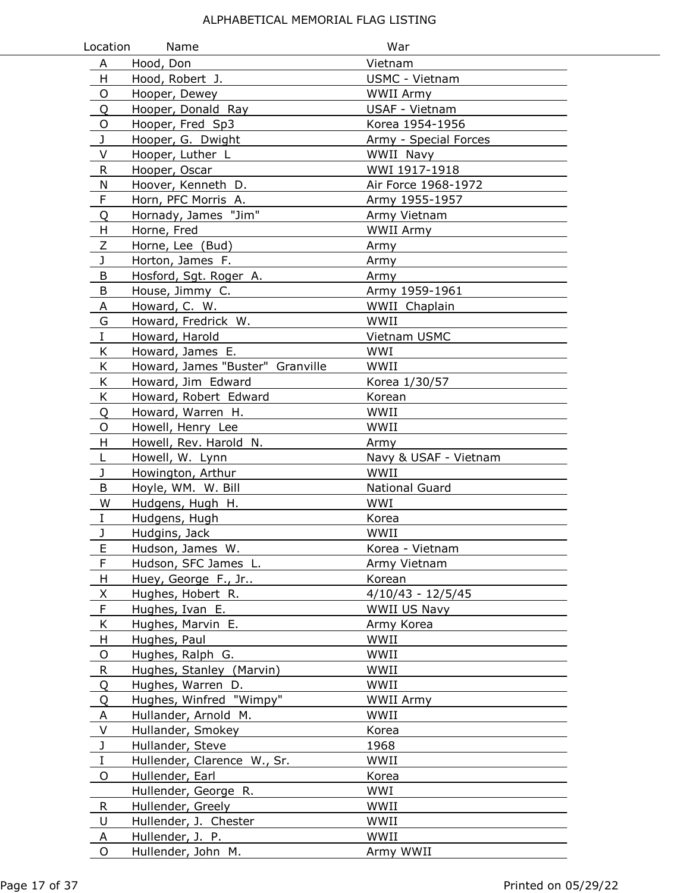ALPHABETICAL MEMORIAL FLAG LISTING

| Location | Name | War |
|---|---|---|
| A | Hood, Don | Vietnam |
| H | Hood, Robert J. | USMC - Vietnam |
| O | Hooper, Dewey | WWII Army |
| Q | Hooper, Donald Ray | USAF - Vietnam |
| O | Hooper, Fred Sp3 | Korea 1954-1956 |
| J | Hooper, G. Dwight | Army - Special Forces |
| V | Hooper, Luther L | WWII Navy |
| R | Hooper, Oscar | WWI 1917-1918 |
| N | Hoover, Kenneth D. | Air Force 1968-1972 |
| F | Horn, PFC Morris A. | Army 1955-1957 |
| Q | Hornady, James "Jim" | Army Vietnam |
| H | Horne, Fred | WWII Army |
| Z | Horne, Lee (Bud) | Army |
| J | Horton, James F. | Army |
| B | Hosford, Sgt. Roger A. | Army |
| B | House, Jimmy C. | Army 1959-1961 |
| A | Howard, C. W. | WWII Chaplain |
| G | Howard, Fredrick W. | WWII |
| I | Howard, Harold | Vietnam USMC |
| K | Howard, James E. | WWI |
| K | Howard, James "Buster" Granville | WWII |
| K | Howard, Jim Edward | Korea 1/30/57 |
| K | Howard, Robert Edward | Korean |
| Q | Howard, Warren H. | WWII |
| O | Howell, Henry Lee | WWII |
| H | Howell, Rev. Harold N. | Army |
| L | Howell, W. Lynn | Navy & USAF - Vietnam |
| J | Howington, Arthur | WWII |
| B | Hoyle, WM. W. Bill | National Guard |
| W | Hudgens, Hugh H. | WWI |
| I | Hudgens, Hugh | Korea |
| J | Hudgins, Jack | WWII |
| E | Hudson, James W. | Korea - Vietnam |
| F | Hudson, SFC James L. | Army Vietnam |
| H | Huey, George F., Jr.. | Korean |
| X | Hughes, Hobert R. | 4/10/43 - 12/5/45 |
| F | Hughes, Ivan E. | WWII US Navy |
| K | Hughes, Marvin E. | Army Korea |
| H | Hughes, Paul | WWII |
| O | Hughes, Ralph G. | WWII |
| R | Hughes, Stanley (Marvin) | WWII |
| Q | Hughes, Warren D. | WWII |
| Q | Hughes, Winfred "Wimpy" | WWII Army |
| A | Hullander, Arnold M. | WWII |
| V | Hullander, Smokey | Korea |
| J | Hullander, Steve | 1968 |
| I | Hullender, Clarence W., Sr. | WWII |
| O | Hullender, Earl | Korea |
| | Hullender, George R. | WWI |
| R | Hullender, Greely | WWII |
| U | Hullender, J. Chester | WWII |
| A | Hullender, J. P. | WWII |
| O | Hullender, John M. | Army WWII |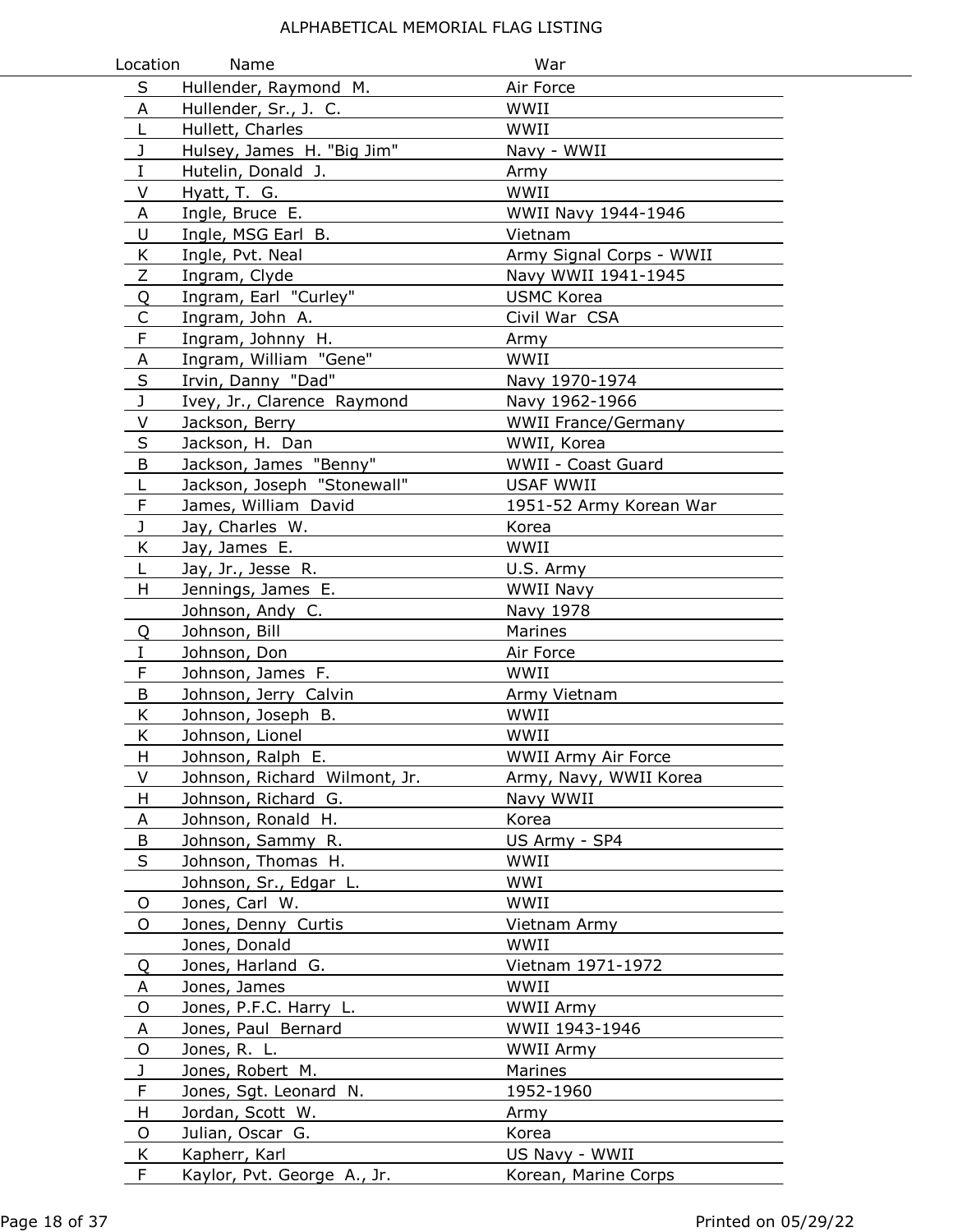# ALPHABETICAL MEMORIAL FLAG LISTING

| Location | Name | War |
|---|---|---|
| S | Hullender, Raymond M. | Air Force |
| A | Hullender, Sr., J. C. | WWII |
| L | Hullett, Charles | WWII |
| J | Hulsey, James H. "Big Jim" | Navy - WWII |
| I | Hutelin, Donald J. | Army |
| V | Hyatt, T. G. | WWII |
| A | Ingle, Bruce E. | WWII Navy 1944-1946 |
| U | Ingle, MSG Earl B. | Vietnam |
| K | Ingle, Pvt. Neal | Army Signal Corps - WWII |
| Z | Ingram, Clyde | Navy WWII 1941-1945 |
| Q | Ingram, Earl "Curley" | USMC Korea |
| C | Ingram, John A. | Civil War CSA |
| F | Ingram, Johnny H. | Army |
| A | Ingram, William "Gene" | WWII |
| S | Irvin, Danny "Dad" | Navy 1970-1974 |
| J | Ivey, Jr., Clarence Raymond | Navy 1962-1966 |
| V | Jackson, Berry | WWII France/Germany |
| S | Jackson, H. Dan | WWII, Korea |
| B | Jackson, James "Benny" | WWII - Coast Guard |
| L | Jackson, Joseph "Stonewall" | USAF WWII |
| F | James, William David | 1951-52 Army Korean War |
| J | Jay, Charles W. | Korea |
| K | Jay, James E. | WWII |
| L | Jay, Jr., Jesse R. | U.S. Army |
| H | Jennings, James E. | WWII Navy |
| | Johnson, Andy C. | Navy 1978 |
| Q | Johnson, Bill | Marines |
| I | Johnson, Don | Air Force |
| F | Johnson, James F. | WWII |
| B | Johnson, Jerry Calvin | Army Vietnam |
| K | Johnson, Joseph B. | WWII |
| K | Johnson, Lionel | WWII |
| H | Johnson, Ralph E. | WWII Army Air Force |
| V | Johnson, Richard Wilmont, Jr. | Army, Navy, WWII Korea |
| H | Johnson, Richard G. | Navy WWII |
| A | Johnson, Ronald H. | Korea |
| B | Johnson, Sammy R. | US Army - SP4 |
| S | Johnson, Thomas H. | WWII |
| | Johnson, Sr., Edgar L. | WWI |
| O | Jones, Carl W. | WWII |
| O | Jones, Denny Curtis | Vietnam Army |
| | Jones, Donald | WWII |
| Q | Jones, Harland G. | Vietnam 1971-1972 |
| A | Jones, James | WWII |
| O | Jones, P.F.C. Harry L. | WWII Army |
| A | Jones, Paul Bernard | WWII 1943-1946 |
| O | Jones, R. L. | WWII Army |
| J | Jones, Robert M. | Marines |
| F | Jones, Sgt. Leonard N. | 1952-1960 |
| H | Jordan, Scott W. | Army |
| O | Julian, Oscar G. | Korea |
| K | Kapherr, Karl | US Navy - WWII |
| F | Kaylor, Pvt. George A., Jr. | Korean, Marine Corps |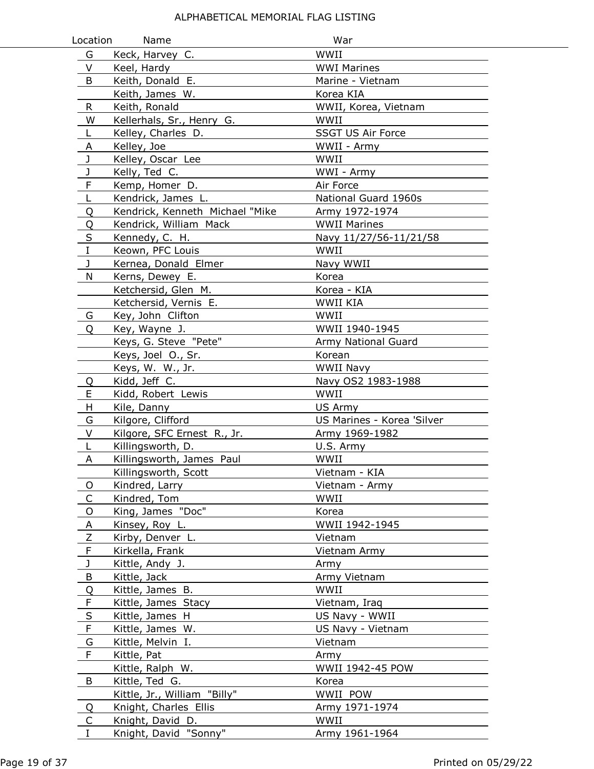ALPHABETICAL MEMORIAL FLAG LISTING

| Location | Name | War |
|---|---|---|
| G | Keck, Harvey C. | WWII |
| V | Keel, Hardy | WWI Marines |
| B | Keith, Donald E. | Marine - Vietnam |
| | Keith, James W. | Korea KIA |
| R | Keith, Ronald | WWII, Korea, Vietnam |
| W | Kellerhals, Sr., Henry G. | WWII |
| L | Kelley, Charles D. | SSGT US Air Force |
| A | Kelley, Joe | WWII - Army |
| J | Kelley, Oscar Lee | WWII |
| J | Kelly, Ted C. | WWI - Army |
| F | Kemp, Homer D. | Air Force |
| L | Kendrick, James L. | National Guard 1960s |
| Q | Kendrick, Kenneth Michael "Mike | Army 1972-1974 |
| Q | Kendrick, William Mack | WWII Marines |
| S | Kennedy, C. H. | Navy 11/27/56-11/21/58 |
| I | Keown, PFC Louis | WWII |
| J | Kernea, Donald Elmer | Navy WWII |
| N | Kerns, Dewey E. | Korea |
| | Ketchersid, Glen M. | Korea - KIA |
| | Ketchersid, Vernis E. | WWII KIA |
| G | Key, John Clifton | WWII |
| Q | Key, Wayne J. | WWII 1940-1945 |
| | Keys, G. Steve "Pete" | Army National Guard |
| | Keys, Joel O., Sr. | Korean |
| | Keys, W. W., Jr. | WWII Navy |
| Q | Kidd, Jeff C. | Navy OS2 1983-1988 |
| E | Kidd, Robert Lewis | WWII |
| H | Kile, Danny | US Army |
| G | Kilgore, Clifford | US Marines - Korea 'Silver |
| V | Kilgore, SFC Ernest R., Jr. | Army 1969-1982 |
| L | Killingsworth, D. | U.S. Army |
| A | Killingsworth, James Paul | WWII |
| | Killingsworth, Scott | Vietnam - KIA |
| O | Kindred, Larry | Vietnam - Army |
| C | Kindred, Tom | WWII |
| O | King, James "Doc" | Korea |
| A | Kinsey, Roy L. | WWII 1942-1945 |
| Z | Kirby, Denver L. | Vietnam |
| F | Kirkella, Frank | Vietnam Army |
| J | Kittle, Andy J. | Army |
| B | Kittle, Jack | Army Vietnam |
| Q | Kittle, James B. | WWII |
| F | Kittle, James Stacy | Vietnam, Iraq |
| S | Kittle, James H | US Navy - WWII |
| F | Kittle, James W. | US Navy - Vietnam |
| G | Kittle, Melvin I. | Vietnam |
| F | Kittle, Pat | Army |
| | Kittle, Ralph W. | WWII 1942-45 POW |
| B | Kittle, Ted G. | Korea |
| | Kittle, Jr., William "Billy" | WWII POW |
| Q | Knight, Charles Ellis | Army 1971-1974 |
| C | Knight, David D. | WWII |
| I | Knight, David "Sonny" | Army 1961-1964 |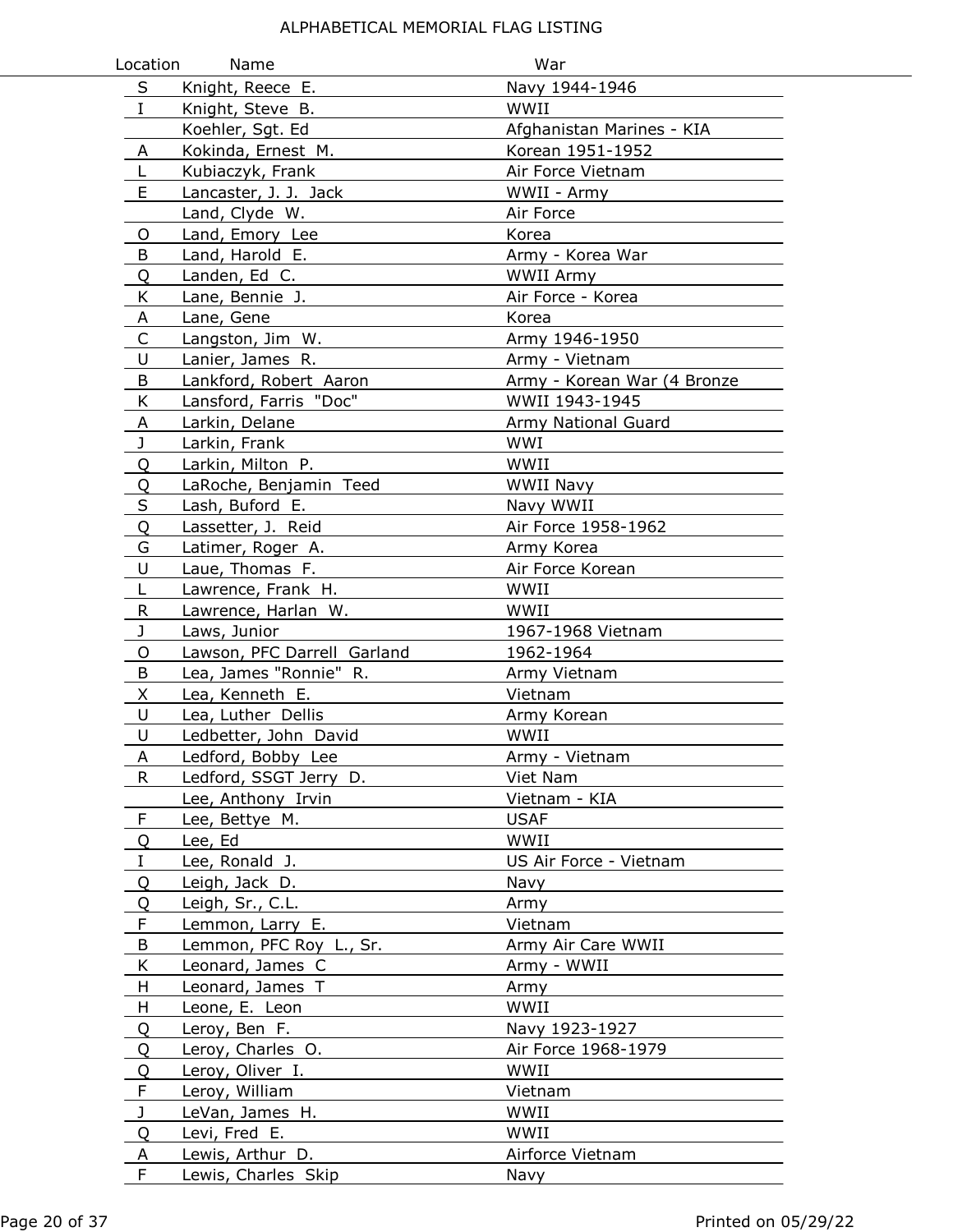ALPHABETICAL MEMORIAL FLAG LISTING

| Location | Name | War |
|---|---|---|
| S | Knight, Reece E. | Navy 1944-1946 |
| I | Knight, Steve B. | WWII |
| | Koehler, Sgt. Ed | Afghanistan Marines - KIA |
| A | Kokinda, Ernest M. | Korean 1951-1952 |
| L | Kubiaczyk, Frank | Air Force Vietnam |
| E | Lancaster, J. J. Jack | WWII - Army |
| | Land, Clyde W. | Air Force |
| O | Land, Emory Lee | Korea |
| B | Land, Harold E. | Army - Korea War |
| Q | Landen, Ed C. | WWII Army |
| K | Lane, Bennie J. | Air Force - Korea |
| A | Lane, Gene | Korea |
| C | Langston, Jim W. | Army 1946-1950 |
| U | Lanier, James R. | Army - Vietnam |
| B | Lankford, Robert Aaron | Army - Korean War (4 Bronze |
| K | Lansford, Farris "Doc" | WWII 1943-1945 |
| A | Larkin, Delane | Army National Guard |
| J | Larkin, Frank | WWI |
| Q | Larkin, Milton P. | WWII |
| Q | LaRoche, Benjamin Teed | WWII Navy |
| S | Lash, Buford E. | Navy WWII |
| Q | Lassetter, J. Reid | Air Force 1958-1962 |
| G | Latimer, Roger A. | Army Korea |
| U | Laue, Thomas F. | Air Force Korean |
| L | Lawrence, Frank H. | WWII |
| R | Lawrence, Harlan W. | WWII |
| J | Laws, Junior | 1967-1968 Vietnam |
| O | Lawson, PFC Darrell Garland | 1962-1964 |
| B | Lea, James "Ronnie" R. | Army Vietnam |
| X | Lea, Kenneth E. | Vietnam |
| U | Lea, Luther Dellis | Army Korean |
| U | Ledbetter, John David | WWII |
| A | Ledford, Bobby Lee | Army - Vietnam |
| R | Ledford, SSGT Jerry D. | Viet Nam |
| | Lee, Anthony Irvin | Vietnam - KIA |
| F | Lee, Bettye M. | USAF |
| Q | Lee, Ed | WWII |
| I | Lee, Ronald J. | US Air Force - Vietnam |
| Q | Leigh, Jack D. | Navy |
| Q | Leigh, Sr., C.L. | Army |
| F | Lemmon, Larry E. | Vietnam |
| B | Lemmon, PFC Roy L., Sr. | Army Air Care WWII |
| K | Leonard, James C | Army - WWII |
| H | Leonard, James T | Army |
| H | Leone, E. Leon | WWII |
| Q | Leroy, Ben F. | Navy 1923-1927 |
| Q | Leroy, Charles O. | Air Force 1968-1979 |
| Q | Leroy, Oliver I. | WWII |
| F | Leroy, William | Vietnam |
| J | LeVan, James H. | WWII |
| Q | Levi, Fred E. | WWII |
| A | Lewis, Arthur D. | Airforce Vietnam |
| F | Lewis, Charles Skip | Navy |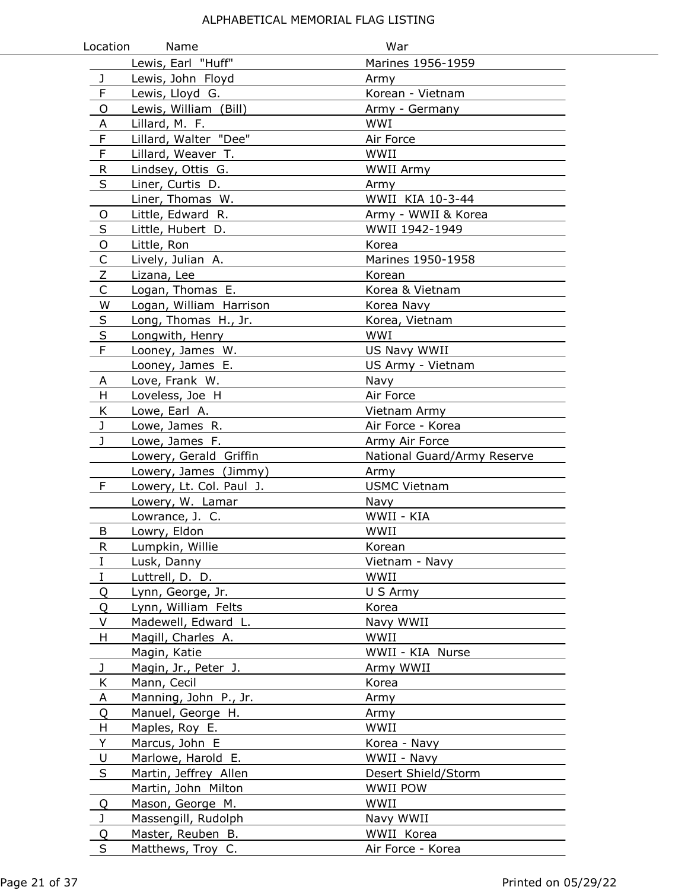# ALPHABETICAL MEMORIAL FLAG LISTING

| Location | Name | War |
|---|---|---|
| | Lewis, Earl "Huff" | Marines 1956-1959 |
| J | Lewis, John Floyd | Army |
| F | Lewis, Lloyd G. | Korean - Vietnam |
| O | Lewis, William (Bill) | Army - Germany |
| A | Lillard, M. F. | WWI |
| F | Lillard, Walter "Dee" | Air Force |
| F | Lillard, Weaver T. | WWII |
| R | Lindsey, Ottis G. | WWII Army |
| S | Liner, Curtis D. | Army |
| | Liner, Thomas W. | WWII KIA 10-3-44 |
| O | Little, Edward R. | Army - WWII & Korea |
| S | Little, Hubert D. | WWII 1942-1949 |
| O | Little, Ron | Korea |
| C | Lively, Julian A. | Marines 1950-1958 |
| Z | Lizana, Lee | Korean |
| C | Logan, Thomas E. | Korea & Vietnam |
| W | Logan, William Harrison | Korea Navy |
| S | Long, Thomas H., Jr. | Korea, Vietnam |
| S | Longwith, Henry | WWI |
| F | Looney, James W. | US Navy WWII |
| | Looney, James E. | US Army - Vietnam |
| A | Love, Frank W. | Navy |
| H | Loveless, Joe H | Air Force |
| K | Lowe, Earl A. | Vietnam Army |
| J | Lowe, James R. | Air Force - Korea |
| J | Lowe, James F. | Army Air Force |
| | Lowery, Gerald Griffin | National Guard/Army Reserve |
| | Lowery, James (Jimmy) | Army |
| F | Lowery, Lt. Col. Paul J. | USMC Vietnam |
| | Lowery, W. Lamar | Navy |
| | Lowrance, J. C. | WWII - KIA |
| B | Lowry, Eldon | WWII |
| R | Lumpkin, Willie | Korean |
| I | Lusk, Danny | Vietnam - Navy |
| I | Luttrell, D. D. | WWII |
| Q | Lynn, George, Jr. | U S Army |
| Q | Lynn, William Felts | Korea |
| V | Madewell, Edward L. | Navy WWII |
| H | Magill, Charles A. | WWII |
| | Magin, Katie | WWII - KIA Nurse |
| J | Magin, Jr., Peter J. | Army WWII |
| K | Mann, Cecil | Korea |
| A | Manning, John P., Jr. | Army |
| Q | Manuel, George H. | Army |
| H | Maples, Roy E. | WWII |
| Y | Marcus, John E | Korea - Navy |
| U | Marlowe, Harold E. | WWII - Navy |
| S | Martin, Jeffrey Allen | Desert Shield/Storm |
| | Martin, John Milton | WWII POW |
| Q | Mason, George M. | WWII |
| J | Massengill, Rudolph | Navy WWII |
| Q | Master, Reuben B. | WWII Korea |
| S | Matthews, Troy C. | Air Force - Korea |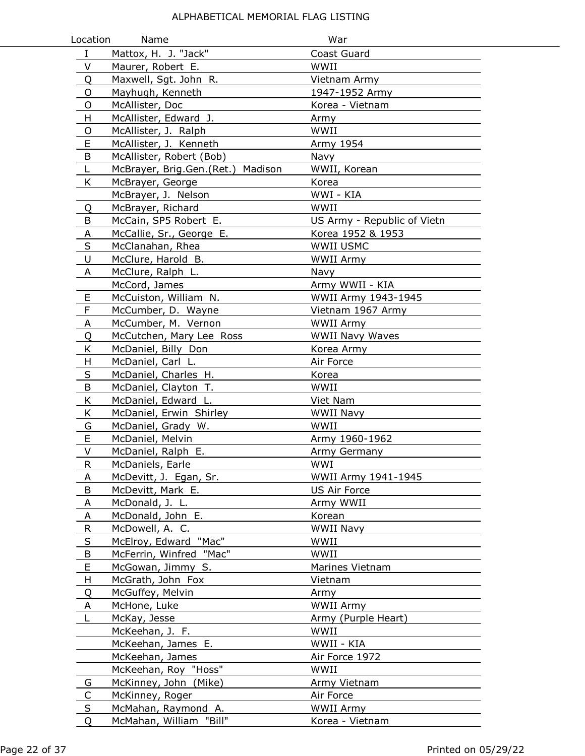ALPHABETICAL MEMORIAL FLAG LISTING

| Location | Name | War |
|---|---|---|
| I | Mattox, H. J. "Jack" | Coast Guard |
| V | Maurer, Robert E. | WWII |
| Q | Maxwell, Sgt. John R. | Vietnam Army |
| O | Mayhugh, Kenneth | 1947-1952 Army |
| O | McAllister, Doc | Korea - Vietnam |
| H | McAllister, Edward J. | Army |
| O | McAllister, J. Ralph | WWII |
| E | McAllister, J. Kenneth | Army 1954 |
| B | McAllister, Robert (Bob) | Navy |
| L | McBrayer, Brig.Gen.(Ret.) Madison | WWII, Korean |
| K | McBrayer, George | Korea |
| | McBrayer, J. Nelson | WWI - KIA |
| Q | McBrayer, Richard | WWII |
| B | McCain, SP5 Robert E. | US Army - Republic of Vietn |
| A | McCallie, Sr., George E. | Korea 1952 & 1953 |
| S | McClanahan, Rhea | WWII USMC |
| U | McClure, Harold B. | WWII Army |
| A | McClure, Ralph L. | Navy |
| | McCord, James | Army WWII - KIA |
| E | McCuiston, William N. | WWII Army 1943-1945 |
| F | McCumber, D. Wayne | Vietnam 1967 Army |
| A | McCumber, M. Vernon | WWII Army |
| Q | McCutchen, Mary Lee Ross | WWII Navy Waves |
| K | McDaniel, Billy Don | Korea Army |
| H | McDaniel, Carl L. | Air Force |
| S | McDaniel, Charles H. | Korea |
| B | McDaniel, Clayton T. | WWII |
| K | McDaniel, Edward L. | Viet Nam |
| K | McDaniel, Erwin Shirley | WWII Navy |
| G | McDaniel, Grady W. | WWII |
| E | McDaniel, Melvin | Army 1960-1962 |
| V | McDaniel, Ralph E. | Army Germany |
| R | McDaniels, Earle | WWI |
| A | McDevitt, J. Egan, Sr. | WWII Army 1941-1945 |
| B | McDevitt, Mark E. | US Air Force |
| A | McDonald, J. L. | Army WWII |
| A | McDonald, John E. | Korean |
| R | McDowell, A. C. | WWII Navy |
| S | McElroy, Edward "Mac" | WWII |
| B | McFerrin, Winfred "Mac" | WWII |
| E | McGowan, Jimmy S. | Marines Vietnam |
| H | McGrath, John Fox | Vietnam |
| Q | McGuffey, Melvin | Army |
| A | McHone, Luke | WWII Army |
| L | McKay, Jesse | Army (Purple Heart) |
| | McKeehan, J. F. | WWII |
| | McKeehan, James E. | WWII - KIA |
| | McKeehan, James | Air Force 1972 |
| | McKeehan, Roy "Hoss" | WWII |
| G | McKinney, John (Mike) | Army Vietnam |
| C | McKinney, Roger | Air Force |
| S | McMahan, Raymond A. | WWII Army |
| Q | McMahan, William "Bill" | Korea - Vietnam |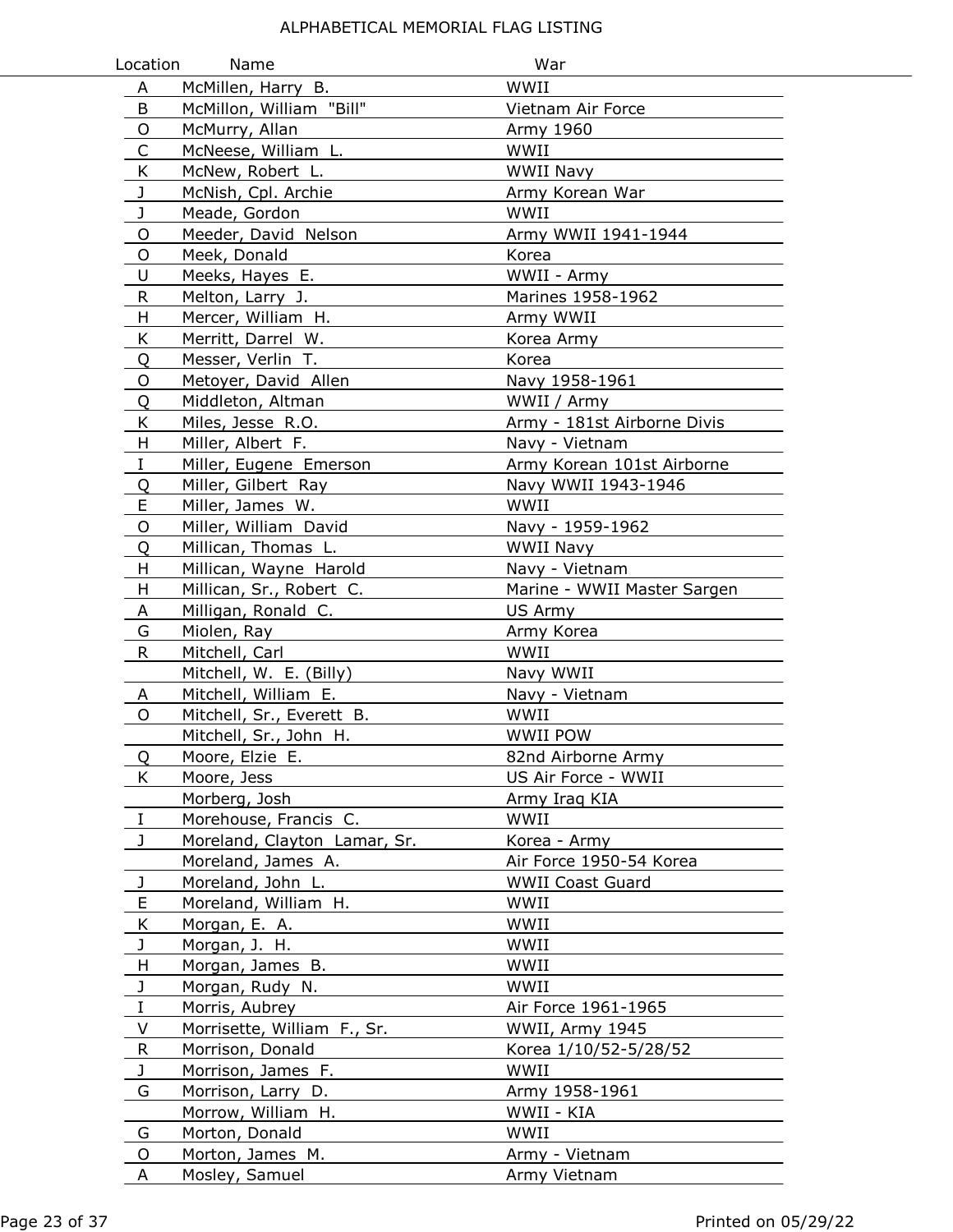# ALPHABETICAL MEMORIAL FLAG LISTING

| Location | Name | War |
|---|---|---|
| A | McMillen, Harry B. | WWII |
| B | McMillon, William "Bill" | Vietnam Air Force |
| O | McMurry, Allan | Army 1960 |
| C | McNeese, William L. | WWII |
| K | McNew, Robert L. | WWII Navy |
| J | McNish, Cpl. Archie | Army Korean War |
| J | Meade, Gordon | WWII |
| O | Meeder, David Nelson | Army WWII 1941-1944 |
| O | Meek, Donald | Korea |
| U | Meeks, Hayes E. | WWII - Army |
| R | Melton, Larry J. | Marines 1958-1962 |
| H | Mercer, William H. | Army WWII |
| K | Merritt, Darrel W. | Korea Army |
| Q | Messer, Verlin T. | Korea |
| O | Metoyer, David Allen | Navy 1958-1961 |
| Q | Middleton, Altman | WWII / Army |
| K | Miles, Jesse R.O. | Army - 181st Airborne Divis |
| H | Miller, Albert F. | Navy - Vietnam |
| I | Miller, Eugene Emerson | Army Korean 101st Airborne |
| Q | Miller, Gilbert Ray | Navy WWII 1943-1946 |
| E | Miller, James W. | WWII |
| O | Miller, William David | Navy - 1959-1962 |
| Q | Millican, Thomas L. | WWII Navy |
| H | Millican, Wayne Harold | Navy - Vietnam |
| H | Millican, Sr., Robert C. | Marine - WWII Master Sargen |
| A | Milligan, Ronald C. | US Army |
| G | Miolen, Ray | Army Korea |
| R | Mitchell, Carl | WWII |
| | Mitchell, W. E. (Billy) | Navy WWII |
| A | Mitchell, William E. | Navy - Vietnam |
| O | Mitchell, Sr., Everett B. | WWII |
| | Mitchell, Sr., John H. | WWII POW |
| Q | Moore, Elzie E. | 82nd Airborne Army |
| K | Moore, Jess | US Air Force - WWII |
| | Morberg, Josh | Army Iraq KIA |
| I | Morehouse, Francis C. | WWII |
| J | Moreland, Clayton Lamar, Sr. | Korea - Army |
| | Moreland, James A. | Air Force 1950-54 Korea |
| J | Moreland, John L. | WWII Coast Guard |
| E | Moreland, William H. | WWII |
| K | Morgan, E. A. | WWII |
| J | Morgan, J. H. | WWII |
| H | Morgan, James B. | WWII |
| J | Morgan, Rudy N. | WWII |
| I | Morris, Aubrey | Air Force 1961-1965 |
| V | Morrisette, William F., Sr. | WWII, Army 1945 |
| R | Morrison, Donald | Korea 1/10/52-5/28/52 |
| J | Morrison, James F. | WWII |
| G | Morrison, Larry D. | Army 1958-1961 |
| | Morrow, William H. | WWII - KIA |
| G | Morton, Donald | WWII |
| O | Morton, James M. | Army - Vietnam |
| A | Mosley, Samuel | Army Vietnam |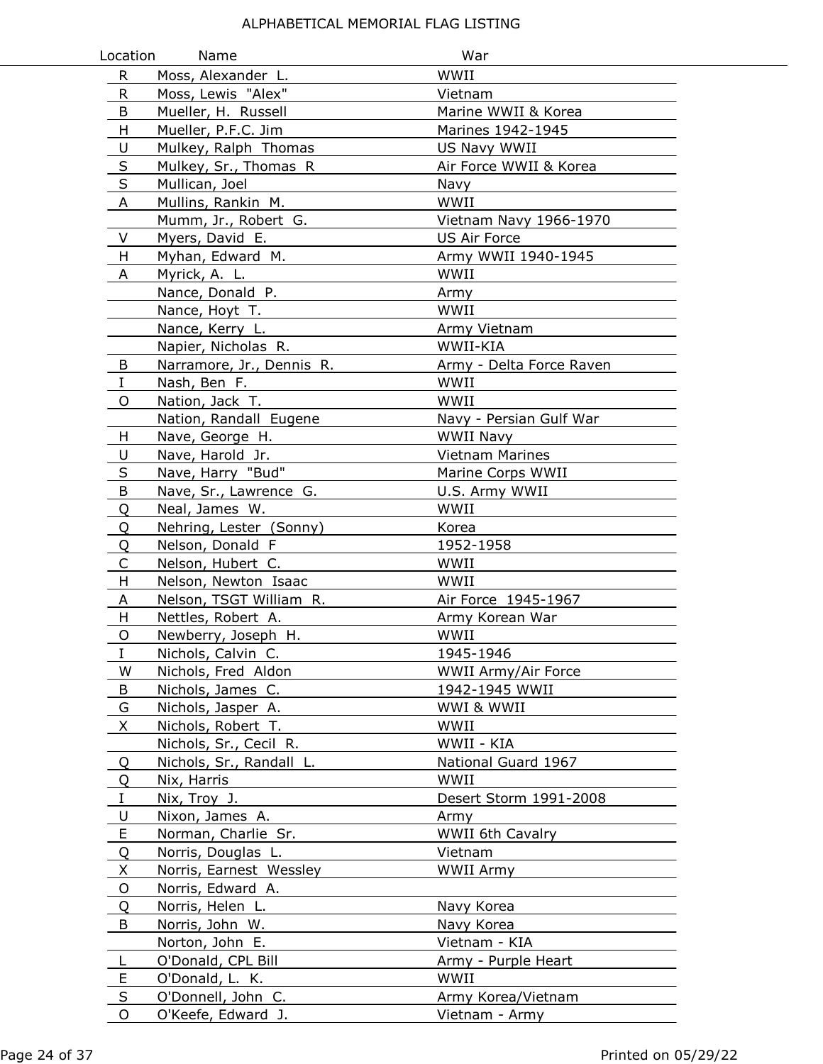ALPHABETICAL MEMORIAL FLAG LISTING

| Location | Name | War |
|---|---|---|
| R | Moss, Alexander L. | WWII |
| R | Moss, Lewis "Alex" | Vietnam |
| B | Mueller, H. Russell | Marine WWII & Korea |
| H | Mueller, P.F.C. Jim | Marines 1942-1945 |
| U | Mulkey, Ralph Thomas | US Navy WWII |
| S | Mulkey, Sr., Thomas R | Air Force WWII & Korea |
| S | Mullican, Joel | Navy |
| A | Mullins, Rankin M. | WWII |
| | Mumm, Jr., Robert G. | Vietnam Navy 1966-1970 |
| V | Myers, David E. | US Air Force |
| H | Myhan, Edward M. | Army WWII 1940-1945 |
| A | Myrick, A. L. | WWII |
| | Nance, Donald P. | Army |
| | Nance, Hoyt T. | WWII |
| | Nance, Kerry L. | Army Vietnam |
| | Napier, Nicholas R. | WWII-KIA |
| B | Narramore, Jr., Dennis R. | Army - Delta Force Raven |
| I | Nash, Ben F. | WWII |
| O | Nation, Jack T. | WWII |
| | Nation, Randall Eugene | Navy - Persian Gulf War |
| H | Nave, George H. | WWII Navy |
| U | Nave, Harold Jr. | Vietnam Marines |
| S | Nave, Harry "Bud" | Marine Corps WWII |
| B | Nave, Sr., Lawrence G. | U.S. Army WWII |
| Q | Neal, James W. | WWII |
| Q | Nehring, Lester (Sonny) | Korea |
| Q | Nelson, Donald F | 1952-1958 |
| C | Nelson, Hubert C. | WWII |
| H | Nelson, Newton Isaac | WWII |
| A | Nelson, TSGT William R. | Air Force 1945-1967 |
| H | Nettles, Robert A. | Army Korean War |
| O | Newberry, Joseph H. | WWII |
| I | Nichols, Calvin C. | 1945-1946 |
| W | Nichols, Fred Aldon | WWII Army/Air Force |
| B | Nichols, James C. | 1942-1945 WWII |
| G | Nichols, Jasper A. | WWI & WWII |
| X | Nichols, Robert T. | WWII |
| | Nichols, Sr., Cecil R. | WWII - KIA |
| Q | Nichols, Sr., Randall L. | National Guard 1967 |
| Q | Nix, Harris | WWII |
| I | Nix, Troy J. | Desert Storm 1991-2008 |
| U | Nixon, James A. | Army |
| E | Norman, Charlie Sr. | WWII 6th Cavalry |
| Q | Norris, Douglas L. | Vietnam |
| X | Norris, Earnest Wessley | WWII Army |
| O | Norris, Edward A. | |
| Q | Norris, Helen L. | Navy Korea |
| B | Norris, John W. | Navy Korea |
| | Norton, John E. | Vietnam - KIA |
| L | O'Donald, CPL Bill | Army - Purple Heart |
| E | O'Donald, L. K. | WWII |
| S | O'Donnell, John C. | Army Korea/Vietnam |
| O | O'Keefe, Edward J. | Vietnam - Army |

Printed on 05/29/22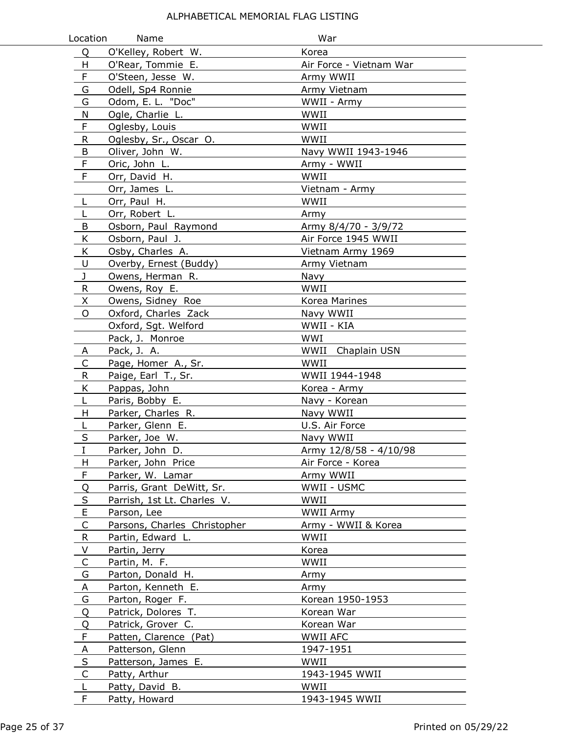# ALPHABETICAL MEMORIAL FLAG LISTING

| Location | Name | War |
|---|---|---|
| Q | O'Kelley, Robert W. | Korea |
| H | O'Rear, Tommie E. | Air Force - Vietnam War |
| F | O'Steen, Jesse W. | Army WWII |
| G | Odell, Sp4 Ronnie | Army Vietnam |
| G | Odom, E. L. "Doc" | WWII - Army |
| N | Ogle, Charlie L. | WWII |
| F | Oglesby, Louis | WWII |
| R | Oglesby, Sr., Oscar O. | WWII |
| B | Oliver, John W. | Navy WWII 1943-1946 |
| F | Oric, John L. | Army - WWII |
| F | Orr, David H. | WWII |
| | Orr, James L. | Vietnam - Army |
| L | Orr, Paul H. | WWII |
| L | Orr, Robert L. | Army |
| B | Osborn, Paul Raymond | Army 8/4/70 - 3/9/72 |
| K | Osborn, Paul J. | Air Force 1945 WWII |
| K | Osby, Charles A. | Vietnam Army 1969 |
| U | Overby, Ernest (Buddy) | Army Vietnam |
| J | Owens, Herman R. | Navy |
| R | Owens, Roy E. | WWII |
| X | Owens, Sidney Roe | Korea Marines |
| O | Oxford, Charles Zack | Navy WWII |
| | Oxford, Sgt. Welford | WWII - KIA |
| | Pack, J. Monroe | WWI |
| A | Pack, J. A. | WWII Chaplain USN |
| C | Page, Homer A., Sr. | WWII |
| R | Paige, Earl T., Sr. | WWII 1944-1948 |
| K | Pappas, John | Korea - Army |
| L | Paris, Bobby E. | Navy - Korean |
| H | Parker, Charles R. | Navy WWII |
| L | Parker, Glenn E. | U.S. Air Force |
| S | Parker, Joe W. | Navy WWII |
| I | Parker, John D. | Army 12/8/58 - 4/10/98 |
| H | Parker, John Price | Air Force - Korea |
| F | Parker, W. Lamar | Army WWII |
| Q | Parris, Grant DeWitt, Sr. | WWII - USMC |
| S | Parrish, 1st Lt. Charles V. | WWII |
| E | Parson, Lee | WWII Army |
| C | Parsons, Charles Christopher | Army - WWII & Korea |
| R | Partin, Edward L. | WWII |
| V | Partin, Jerry | Korea |
| C | Partin, M. F. | WWII |
| G | Parton, Donald H. | Army |
| A | Parton, Kenneth E. | Army |
| G | Parton, Roger F. | Korean 1950-1953 |
| Q | Patrick, Dolores T. | Korean War |
| Q | Patrick, Grover C. | Korean War |
| F | Patten, Clarence (Pat) | WWII AFC |
| A | Patterson, Glenn | 1947-1951 |
| S | Patterson, James E. | WWII |
| C | Patty, Arthur | 1943-1945 WWII |
| L | Patty, David B. | WWII |
| F | Patty, Howard | 1943-1945 WWII |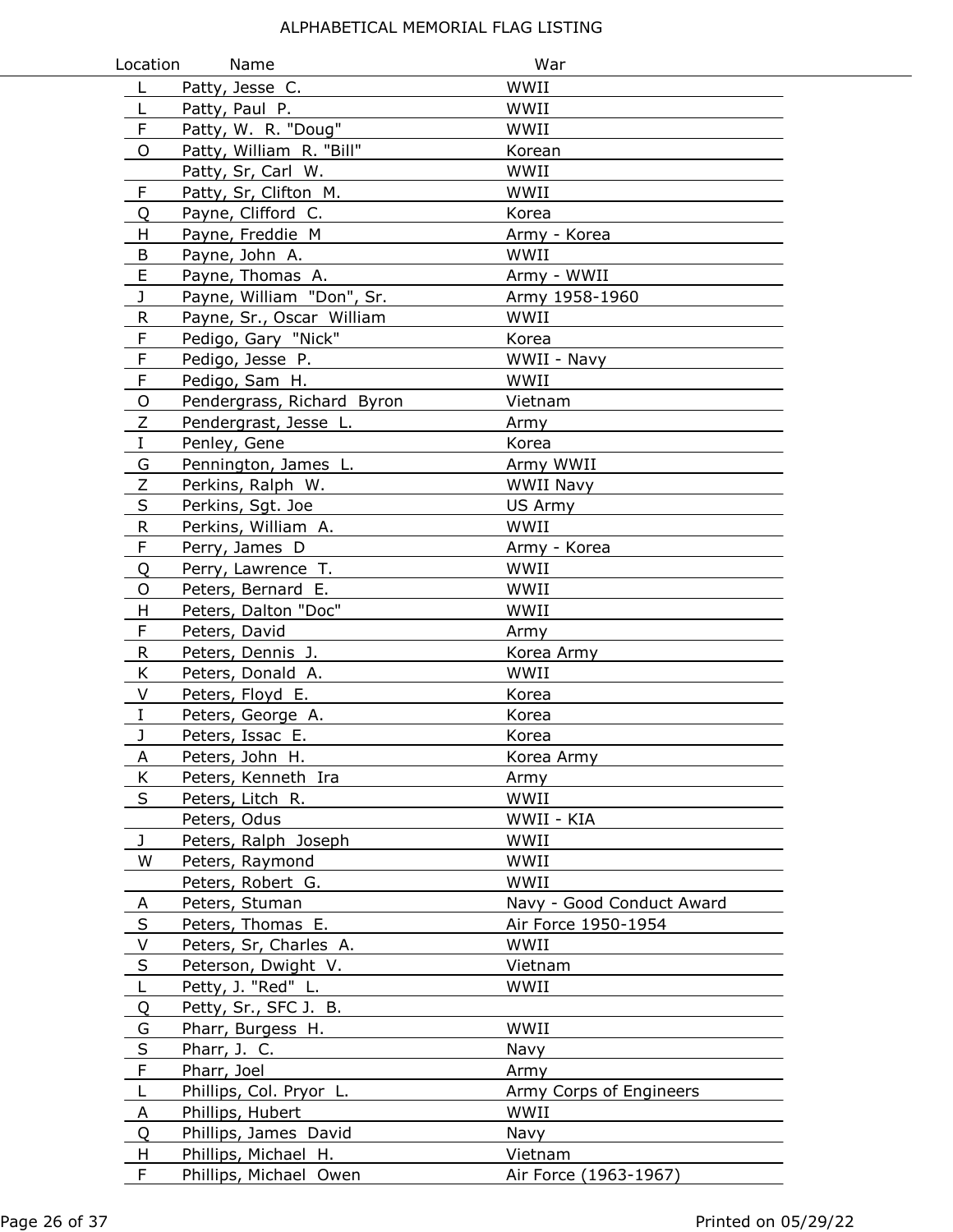ALPHABETICAL MEMORIAL FLAG LISTING

| Location | Name | War |
|---|---|---|
| L | Patty, Jesse C. | WWII |
| L | Patty, Paul P. | WWII |
| F | Patty, W. R. "Doug" | WWII |
| O | Patty, William R. "Bill" | Korean |
| | Patty, Sr, Carl W. | WWII |
| F | Patty, Sr, Clifton M. | WWII |
| Q | Payne, Clifford C. | Korea |
| H | Payne, Freddie M | Army - Korea |
| B | Payne, John A. | WWII |
| E | Payne, Thomas A. | Army - WWII |
| J | Payne, William "Don", Sr. | Army 1958-1960 |
| R | Payne, Sr., Oscar William | WWII |
| F | Pedigo, Gary "Nick" | Korea |
| F | Pedigo, Jesse P. | WWII - Navy |
| F | Pedigo, Sam H. | WWII |
| O | Pendergrass, Richard Byron | Vietnam |
| Z | Pendergrast, Jesse L. | Army |
| I | Penley, Gene | Korea |
| G | Pennington, James L. | Army WWII |
| Z | Perkins, Ralph W. | WWII Navy |
| S | Perkins, Sgt. Joe | US Army |
| R | Perkins, William A. | WWII |
| F | Perry, James D | Army - Korea |
| Q | Perry, Lawrence T. | WWII |
| O | Peters, Bernard E. | WWII |
| H | Peters, Dalton "Doc" | WWII |
| F | Peters, David | Army |
| R | Peters, Dennis J. | Korea Army |
| K | Peters, Donald A. | WWII |
| V | Peters, Floyd E. | Korea |
| I | Peters, George A. | Korea |
| J | Peters, Issac E. | Korea |
| A | Peters, John H. | Korea Army |
| K | Peters, Kenneth Ira | Army |
| S | Peters, Litch R. | WWII |
| | Peters, Odus | WWII - KIA |
| J | Peters, Ralph Joseph | WWII |
| W | Peters, Raymond | WWII |
| | Peters, Robert G. | WWII |
| A | Peters, Stuman | Navy - Good Conduct Award |
| S | Peters, Thomas E. | Air Force 1950-1954 |
| V | Peters, Sr, Charles A. | WWII |
| S | Peterson, Dwight V. | Vietnam |
| L | Petty, J. "Red" L. | WWII |
| Q | Petty, Sr., SFC J. B. | |
| G | Pharr, Burgess H. | WWII |
| S | Pharr, J. C. | Navy |
| F | Pharr, Joel | Army |
| L | Phillips, Col. Pryor L. | Army Corps of Engineers |
| A | Phillips, Hubert | WWII |
| Q | Phillips, James David | Navy |
| H | Phillips, Michael H. | Vietnam |
| F | Phillips, Michael Owen | Air Force (1963-1967) |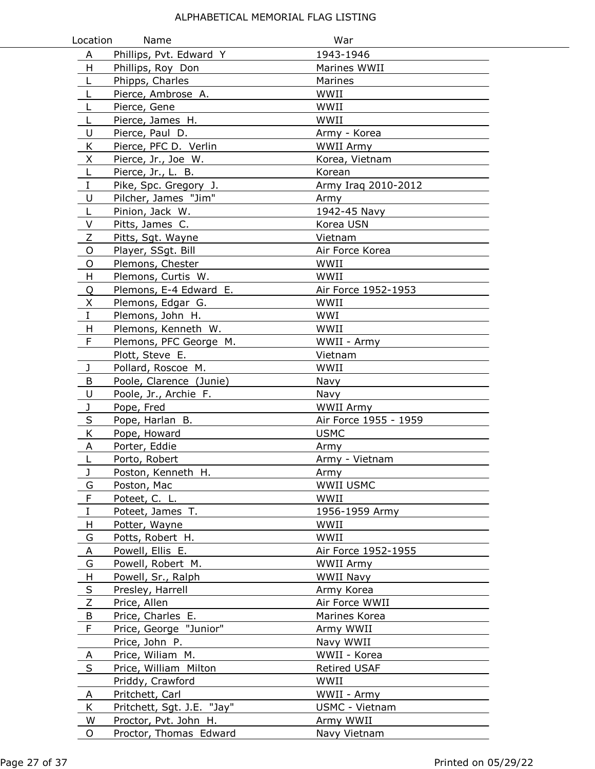ALPHABETICAL MEMORIAL FLAG LISTING

| Location | Name | War |
|---|---|---|
| A | Phillips, Pvt. Edward Y | 1943-1946 |
| H | Phillips, Roy Don | Marines WWII |
| L | Phipps, Charles | Marines |
| L | Pierce, Ambrose A. | WWII |
| L | Pierce, Gene | WWII |
| L | Pierce, James H. | WWII |
| U | Pierce, Paul D. | Army - Korea |
| K | Pierce, PFC D. Verlin | WWII Army |
| X | Pierce, Jr., Joe W. | Korea, Vietnam |
| L | Pierce, Jr., L. B. | Korean |
| I | Pike, Spc. Gregory J. | Army Iraq 2010-2012 |
| U | Pilcher, James "Jim" | Army |
| L | Pinion, Jack W. | 1942-45 Navy |
| V | Pitts, James C. | Korea USN |
| Z | Pitts, Sgt. Wayne | Vietnam |
| O | Player, SSgt. Bill | Air Force Korea |
| O | Plemons, Chester | WWII |
| H | Plemons, Curtis W. | WWII |
| Q | Plemons, E-4 Edward E. | Air Force 1952-1953 |
| X | Plemons, Edgar G. | WWII |
| I | Plemons, John H. | WWI |
| H | Plemons, Kenneth W. | WWII |
| F | Plemons, PFC George M. | WWII - Army |
| | Plott, Steve E. | Vietnam |
| J | Pollard, Roscoe M. | WWII |
| B | Poole, Clarence (Junie) | Navy |
| U | Poole, Jr., Archie F. | Navy |
| J | Pope, Fred | WWII Army |
| S | Pope, Harlan B. | Air Force 1955 - 1959 |
| K | Pope, Howard | USMC |
| A | Porter, Eddie | Army |
| L | Porto, Robert | Army - Vietnam |
| J | Poston, Kenneth H. | Army |
| G | Poston, Mac | WWII USMC |
| F | Poteet, C. L. | WWII |
| I | Poteet, James T. | 1956-1959 Army |
| H | Potter, Wayne | WWII |
| G | Potts, Robert H. | WWII |
| A | Powell, Ellis E. | Air Force 1952-1955 |
| G | Powell, Robert M. | WWII Army |
| H | Powell, Sr., Ralph | WWII Navy |
| S | Presley, Harrell | Army Korea |
| Z | Price, Allen | Air Force WWII |
| B | Price, Charles E. | Marines Korea |
| F | Price, George "Junior" | Army WWII |
| | Price, John P. | Navy WWII |
| A | Price, Wiliam M. | WWII - Korea |
| S | Price, William Milton | Retired USAF |
| | Priddy, Crawford | WWII |
| A | Pritchett, Carl | WWII - Army |
| K | Pritchett, Sgt. J.E. "Jay" | USMC - Vietnam |
| W | Proctor, Pvt. John H. | Army WWII |
| O | Proctor, Thomas Edward | Navy Vietnam |

Printed on 05/29/22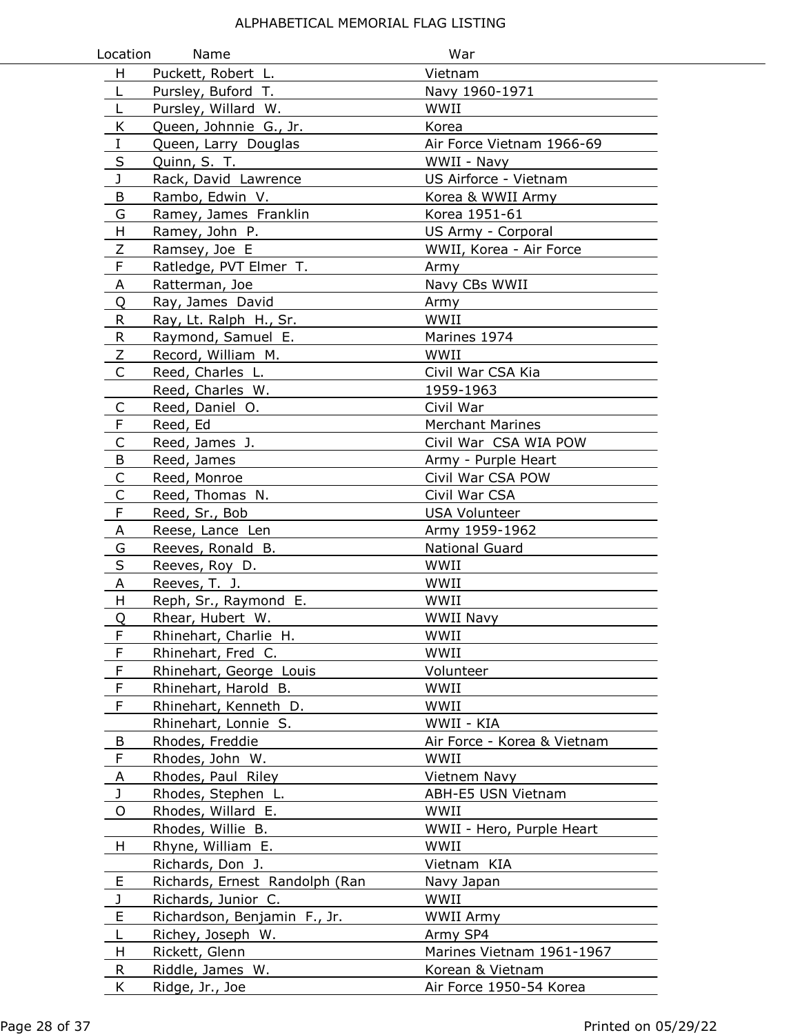# ALPHABETICAL MEMORIAL FLAG LISTING

| Location | Name | War |
|---|---|---|
| H | Puckett, Robert L. | Vietnam |
| L | Pursley, Buford T. | Navy 1960-1971 |
| L | Pursley, Willard W. | WWII |
| K | Queen, Johnnie G., Jr. | Korea |
| I | Queen, Larry Douglas | Air Force Vietnam 1966-69 |
| S | Quinn, S. T. | WWII - Navy |
| J | Rack, David Lawrence | US Airforce - Vietnam |
| B | Rambo, Edwin V. | Korea & WWII Army |
| G | Ramey, James Franklin | Korea 1951-61 |
| H | Ramey, John P. | US Army - Corporal |
| Z | Ramsey, Joe E | WWII, Korea - Air Force |
| F | Ratledge, PVT Elmer T. | Army |
| A | Ratterman, Joe | Navy CBs WWII |
| Q | Ray, James David | Army |
| R | Ray, Lt. Ralph H., Sr. | WWII |
| R | Raymond, Samuel E. | Marines 1974 |
| Z | Record, William M. | WWII |
| C | Reed, Charles L. | Civil War CSA Kia |
| | Reed, Charles W. | 1959-1963 |
| C | Reed, Daniel O. | Civil War |
| F | Reed, Ed | Merchant Marines |
| C | Reed, James J. | Civil War CSA WIA POW |
| B | Reed, James | Army - Purple Heart |
| C | Reed, Monroe | Civil War CSA POW |
| C | Reed, Thomas N. | Civil War CSA |
| F | Reed, Sr., Bob | USA Volunteer |
| A | Reese, Lance Len | Army 1959-1962 |
| G | Reeves, Ronald B. | National Guard |
| S | Reeves, Roy D. | WWII |
| A | Reeves, T. J. | WWII |
| H | Reph, Sr., Raymond E. | WWII |
| Q | Rhear, Hubert W. | WWII Navy |
| F | Rhinehart, Charlie H. | WWII |
| F | Rhinehart, Fred C. | WWII |
| F | Rhinehart, George Louis | Volunteer |
| F | Rhinehart, Harold B. | WWII |
| F | Rhinehart, Kenneth D. | WWII |
| | Rhinehart, Lonnie S. | WWII - KIA |
| B | Rhodes, Freddie | Air Force - Korea & Vietnam |
| F | Rhodes, John W. | WWII |
| A | Rhodes, Paul Riley | Vietnem Navy |
| J | Rhodes, Stephen L. | ABH-E5 USN Vietnam |
| O | Rhodes, Willard E. | WWII |
| | Rhodes, Willie B. | WWII - Hero, Purple Heart |
| H | Rhyne, William E. | WWII |
| | Richards, Don J. | Vietnam KIA |
| E | Richards, Ernest Randolph (Ran | Navy Japan |
| J | Richards, Junior C. | WWII |
| E | Richardson, Benjamin F., Jr. | WWII Army |
| L | Richey, Joseph W. | Army SP4 |
| H | Rickett, Glenn | Marines Vietnam 1961-1967 |
| R | Riddle, James W. | Korean & Vietnam |
| K | Ridge, Jr., Joe | Air Force 1950-54 Korea |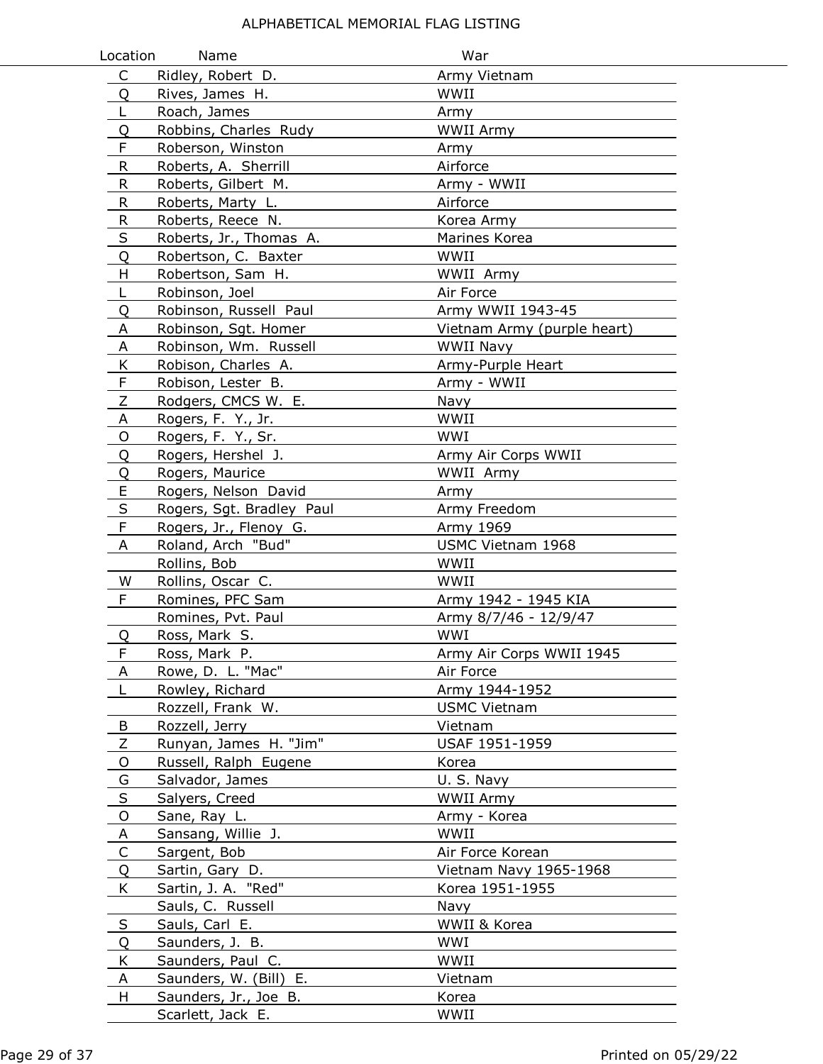# ALPHABETICAL MEMORIAL FLAG LISTING

| Location | Name | War |
|---|---|---|
| C | Ridley, Robert D. | Army Vietnam |
| Q | Rives, James H. | WWII |
| L | Roach, James | Army |
| Q | Robbins, Charles Rudy | WWII Army |
| F | Roberson, Winston | Army |
| R | Roberts, A. Sherrill | Airforce |
| R | Roberts, Gilbert M. | Army - WWII |
| R | Roberts, Marty L. | Airforce |
| R | Roberts, Reece N. | Korea Army |
| S | Roberts, Jr., Thomas A. | Marines Korea |
| Q | Robertson, C. Baxter | WWII |
| H | Robertson, Sam H. | WWII Army |
| L | Robinson, Joel | Air Force |
| Q | Robinson, Russell Paul | Army WWII 1943-45 |
| A | Robinson, Sgt. Homer | Vietnam Army (purple heart) |
| A | Robinson, Wm. Russell | WWII Navy |
| K | Robison, Charles A. | Army-Purple Heart |
| F | Robison, Lester B. | Army - WWII |
| Z | Rodgers, CMCS W. E. | Navy |
| A | Rogers, F. Y., Jr. | WWII |
| O | Rogers, F. Y., Sr. | WWI |
| Q | Rogers, Hershel J. | Army Air Corps WWII |
| Q | Rogers, Maurice | WWII Army |
| E | Rogers, Nelson David | Army |
| S | Rogers, Sgt. Bradley Paul | Army Freedom |
| F | Rogers, Jr., Flenoy G. | Army 1969 |
| A | Roland, Arch "Bud" | USMC Vietnam 1968 |
| | Rollins, Bob | WWII |
| W | Rollins, Oscar C. | WWII |
| F | Romines, PFC Sam | Army 1942 - 1945 KIA |
| | Romines, Pvt. Paul | Army 8/7/46 - 12/9/47 |
| Q | Ross, Mark S. | WWI |
| F | Ross, Mark P. | Army Air Corps WWII 1945 |
| A | Rowe, D. L. "Mac" | Air Force |
| L | Rowley, Richard | Army 1944-1952 |
| | Rozzell, Frank W. | USMC Vietnam |
| B | Rozzell, Jerry | Vietnam |
| Z | Runyan, James H. "Jim" | USAF 1951-1959 |
| O | Russell, Ralph Eugene | Korea |
| G | Salvador, James | U. S. Navy |
| S | Salyers, Creed | WWII Army |
| O | Sane, Ray L. | Army - Korea |
| A | Sansang, Willie J. | WWII |
| C | Sargent, Bob | Air Force Korean |
| Q | Sartin, Gary D. | Vietnam Navy 1965-1968 |
| K | Sartin, J. A. "Red" | Korea 1951-1955 |
| | Sauls, C. Russell | Navy |
| S | Sauls, Carl E. | WWII & Korea |
| Q | Saunders, J. B. | WWI |
| K | Saunders, Paul C. | WWII |
| A | Saunders, W. (Bill) E. | Vietnam |
| H | Saunders, Jr., Joe B. | Korea |
| | Scarlett, Jack E. | WWII |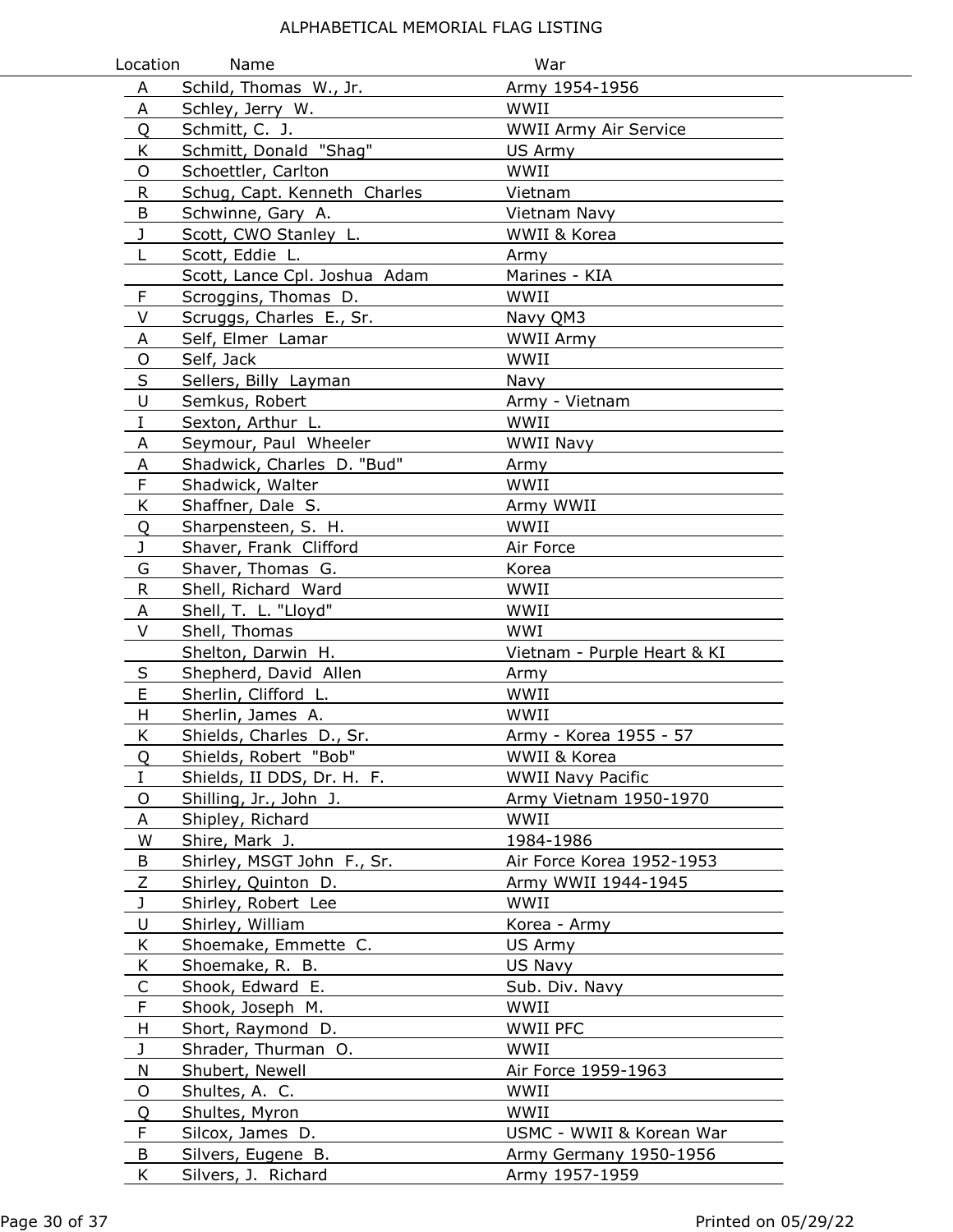# ALPHABETICAL MEMORIAL FLAG LISTING

| Location | Name | War |
|---|---|---|
| A | Schild, Thomas W., Jr. | Army 1954-1956 |
| A | Schley, Jerry W. | WWII |
| Q | Schmitt, C. J. | WWII Army Air Service |
| K | Schmitt, Donald "Shag" | US Army |
| O | Schoettler, Carlton | WWII |
| R | Schug, Capt. Kenneth Charles | Vietnam |
| B | Schwinne, Gary A. | Vietnam Navy |
| J | Scott, CWO Stanley L. | WWII & Korea |
| L | Scott, Eddie L. | Army |
| | Scott, Lance Cpl. Joshua Adam | Marines - KIA |
| F | Scroggins, Thomas D. | WWII |
| V | Scruggs, Charles E., Sr. | Navy QM3 |
| A | Self, Elmer Lamar | WWII Army |
| O | Self, Jack | WWII |
| S | Sellers, Billy Layman | Navy |
| U | Semkus, Robert | Army - Vietnam |
| I | Sexton, Arthur L. | WWII |
| A | Seymour, Paul Wheeler | WWII Navy |
| A | Shadwick, Charles D. "Bud" | Army |
| F | Shadwick, Walter | WWII |
| K | Shaffner, Dale S. | Army WWII |
| Q | Sharpensteen, S. H. | WWII |
| J | Shaver, Frank Clifford | Air Force |
| G | Shaver, Thomas G. | Korea |
| R | Shell, Richard Ward | WWII |
| A | Shell, T. L. "Lloyd" | WWII |
| V | Shell, Thomas | WWI |
| | Shelton, Darwin H. | Vietnam - Purple Heart & KI |
| S | Shepherd, David Allen | Army |
| E | Sherlin, Clifford L. | WWII |
| H | Sherlin, James A. | WWII |
| K | Shields, Charles D., Sr. | Army - Korea 1955 - 57 |
| Q | Shields, Robert "Bob" | WWII & Korea |
| I | Shields, II DDS, Dr. H. F. | WWII Navy Pacific |
| O | Shilling, Jr., John J. | Army Vietnam 1950-1970 |
| A | Shipley, Richard | WWII |
| W | Shire, Mark J. | 1984-1986 |
| B | Shirley, MSGT John F., Sr. | Air Force Korea 1952-1953 |
| Z | Shirley, Quinton D. | Army WWII 1944-1945 |
| J | Shirley, Robert Lee | WWII |
| U | Shirley, William | Korea - Army |
| K | Shoemake, Emmette C. | US Army |
| K | Shoemake, R. B. | US Navy |
| C | Shook, Edward E. | Sub. Div. Navy |
| F | Shook, Joseph M. | WWII |
| H | Short, Raymond D. | WWII PFC |
| J | Shrader, Thurman O. | WWII |
| N | Shubert, Newell | Air Force 1959-1963 |
| O | Shultes, A. C. | WWII |
| Q | Shultes, Myron | WWII |
| F | Silcox, James D. | USMC - WWII & Korean War |
| B | Silvers, Eugene B. | Army Germany 1950-1956 |
| K | Silvers, J. Richard | Army 1957-1959 |

Printed on 05/29/22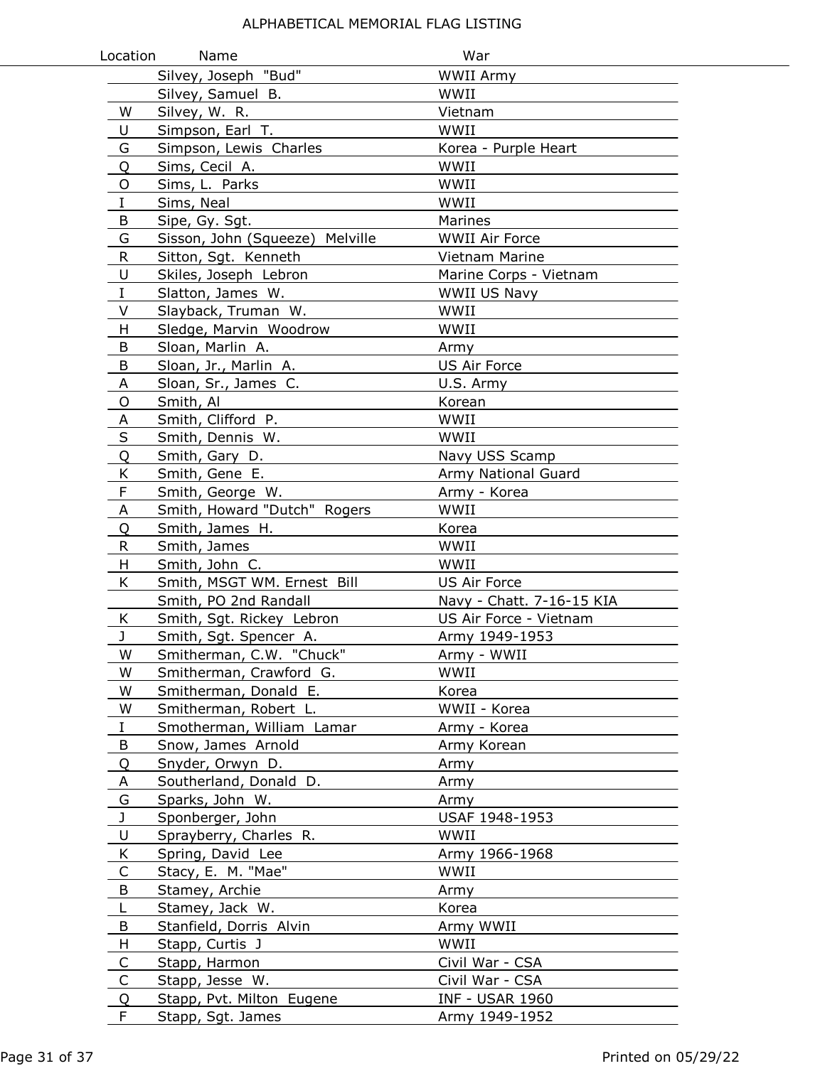# ALPHABETICAL MEMORIAL FLAG LISTING

| Location | Name | War |
|---|---|---|
| | Silvey, Joseph "Bud" | WWII Army |
| | Silvey, Samuel B. | WWII |
| W | Silvey, W. R. | Vietnam |
| U | Simpson, Earl T. | WWII |
| G | Simpson, Lewis Charles | Korea - Purple Heart |
| Q | Sims, Cecil A. | WWII |
| O | Sims, L. Parks | WWII |
| I | Sims, Neal | WWII |
| B | Sipe, Gy. Sgt. | Marines |
| G | Sisson, John (Squeeze) Melville | WWII Air Force |
| R | Sitton, Sgt. Kenneth | Vietnam Marine |
| U | Skiles, Joseph Lebron | Marine Corps - Vietnam |
| I | Slatton, James W. | WWII US Navy |
| V | Slayback, Truman W. | WWII |
| H | Sledge, Marvin Woodrow | WWII |
| B | Sloan, Marlin A. | Army |
| B | Sloan, Jr., Marlin A. | US Air Force |
| A | Sloan, Sr., James C. | U.S. Army |
| O | Smith, Al | Korean |
| A | Smith, Clifford P. | WWII |
| S | Smith, Dennis W. | WWII |
| Q | Smith, Gary D. | Navy USS Scamp |
| K | Smith, Gene E. | Army National Guard |
| F | Smith, George W. | Army - Korea |
| A | Smith, Howard "Dutch" Rogers | WWII |
| Q | Smith, James H. | Korea |
| R | Smith, James | WWII |
| H | Smith, John C. | WWII |
| K | Smith, MSGT WM. Ernest Bill | US Air Force |
| | Smith, PO 2nd Randall | Navy - Chatt. 7-16-15 KIA |
| K | Smith, Sgt. Rickey Lebron | US Air Force - Vietnam |
| J | Smith, Sgt. Spencer A. | Army 1949-1953 |
| W | Smitherman, C.W. "Chuck" | Army - WWII |
| W | Smitherman, Crawford G. | WWII |
| W | Smitherman, Donald E. | Korea |
| W | Smitherman, Robert L. | WWII - Korea |
| I | Smotherman, William Lamar | Army - Korea |
| B | Snow, James Arnold | Army Korean |
| Q | Snyder, Orwyn D. | Army |
| A | Southerland, Donald D. | Army |
| G | Sparks, John W. | Army |
| J | Sponberger, John | USAF 1948-1953 |
| U | Sprayberry, Charles R. | WWII |
| K | Spring, David Lee | Army 1966-1968 |
| C | Stacy, E. M. "Mae" | WWII |
| B | Stamey, Archie | Army |
| L | Stamey, Jack W. | Korea |
| B | Stanfield, Dorris Alvin | Army WWII |
| H | Stapp, Curtis J | WWII |
| C | Stapp, Harmon | Civil War - CSA |
| C | Stapp, Jesse W. | Civil War - CSA |
| Q | Stapp, Pvt. Milton Eugene | INF - USAR 1960 |
| F | Stapp, Sgt. James | Army 1949-1952 |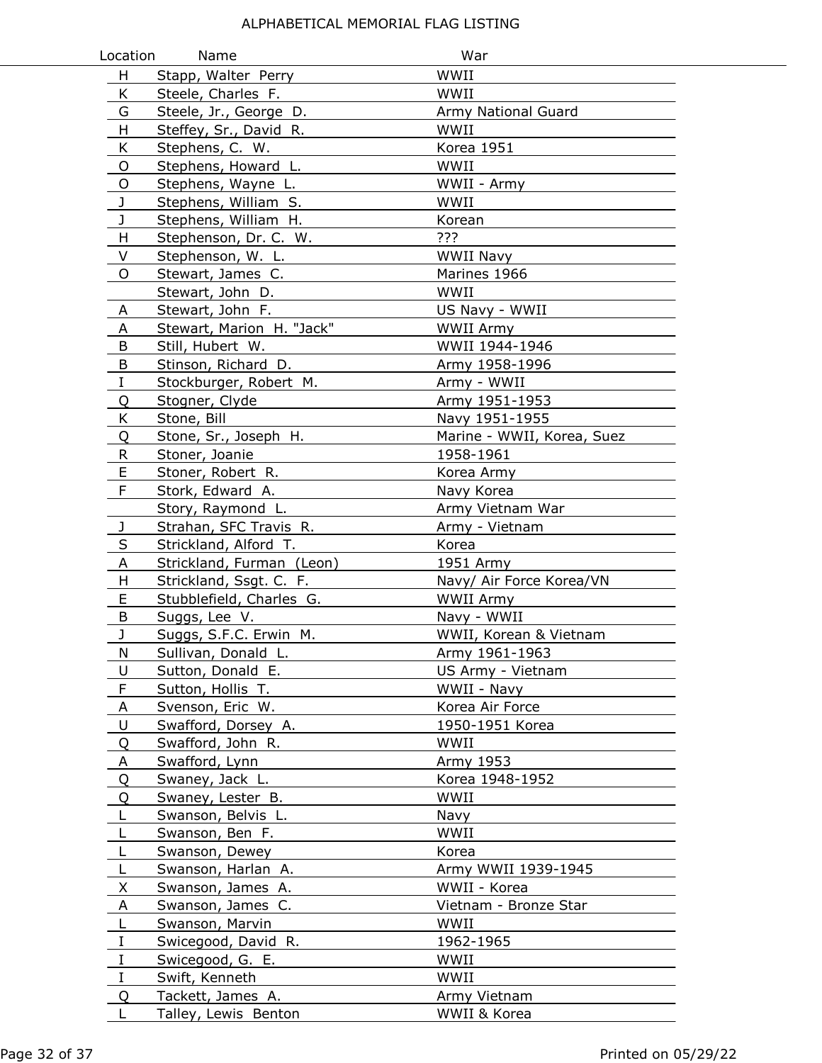# ALPHABETICAL MEMORIAL FLAG LISTING

| Location | Name | War |
|---|---|---|
| H | Stapp, Walter Perry | WWII |
| K | Steele, Charles F. | WWII |
| G | Steele, Jr., George D. | Army National Guard |
| H | Steffey, Sr., David R. | WWII |
| K | Stephens, C. W. | Korea 1951 |
| O | Stephens, Howard L. | WWII |
| O | Stephens, Wayne L. | WWII - Army |
| J | Stephens, William S. | WWII |
| J | Stephens, William H. | Korean |
| H | Stephenson, Dr. C. W. | ??? |
| V | Stephenson, W. L. | WWII Navy |
| O | Stewart, James C. | Marines 1966 |
| | Stewart, John D. | WWII |
| A | Stewart, John F. | US Navy - WWII |
| A | Stewart, Marion H. "Jack" | WWII Army |
| B | Still, Hubert W. | WWII 1944-1946 |
| B | Stinson, Richard D. | Army 1958-1996 |
| I | Stockburger, Robert M. | Army - WWII |
| Q | Stogner, Clyde | Army 1951-1953 |
| K | Stone, Bill | Navy 1951-1955 |
| Q | Stone, Sr., Joseph H. | Marine - WWII, Korea, Suez |
| R | Stoner, Joanie | 1958-1961 |
| E | Stoner, Robert R. | Korea Army |
| F | Stork, Edward A. | Navy Korea |
| | Story, Raymond L. | Army Vietnam War |
| J | Strahan, SFC Travis R. | Army - Vietnam |
| S | Strickland, Alford T. | Korea |
| A | Strickland, Furman (Leon) | 1951 Army |
| H | Strickland, Ssgt. C. F. | Navy/ Air Force Korea/VN |
| E | Stubblefield, Charles G. | WWII Army |
| B | Suggs, Lee V. | Navy - WWII |
| J | Suggs, S.F.C. Erwin M. | WWII, Korean & Vietnam |
| N | Sullivan, Donald L. | Army 1961-1963 |
| U | Sutton, Donald E. | US Army - Vietnam |
| F | Sutton, Hollis T. | WWII - Navy |
| A | Svenson, Eric W. | Korea Air Force |
| U | Swafford, Dorsey A. | 1950-1951 Korea |
| Q | Swafford, John R. | WWII |
| A | Swafford, Lynn | Army 1953 |
| Q | Swaney, Jack L. | Korea 1948-1952 |
| Q | Swaney, Lester B. | WWII |
| L | Swanson, Belvis L. | Navy |
| L | Swanson, Ben F. | WWII |
| L | Swanson, Dewey | Korea |
| L | Swanson, Harlan A. | Army WWII 1939-1945 |
| X | Swanson, James A. | WWII - Korea |
| A | Swanson, James C. | Vietnam - Bronze Star |
| L | Swanson, Marvin | WWII |
| I | Swicegood, David R. | 1962-1965 |
| I | Swicegood, G. E. | WWII |
| I | Swift, Kenneth | WWII |
| Q | Tackett, James A. | Army Vietnam |
| L | Talley, Lewis Benton | WWII & Korea |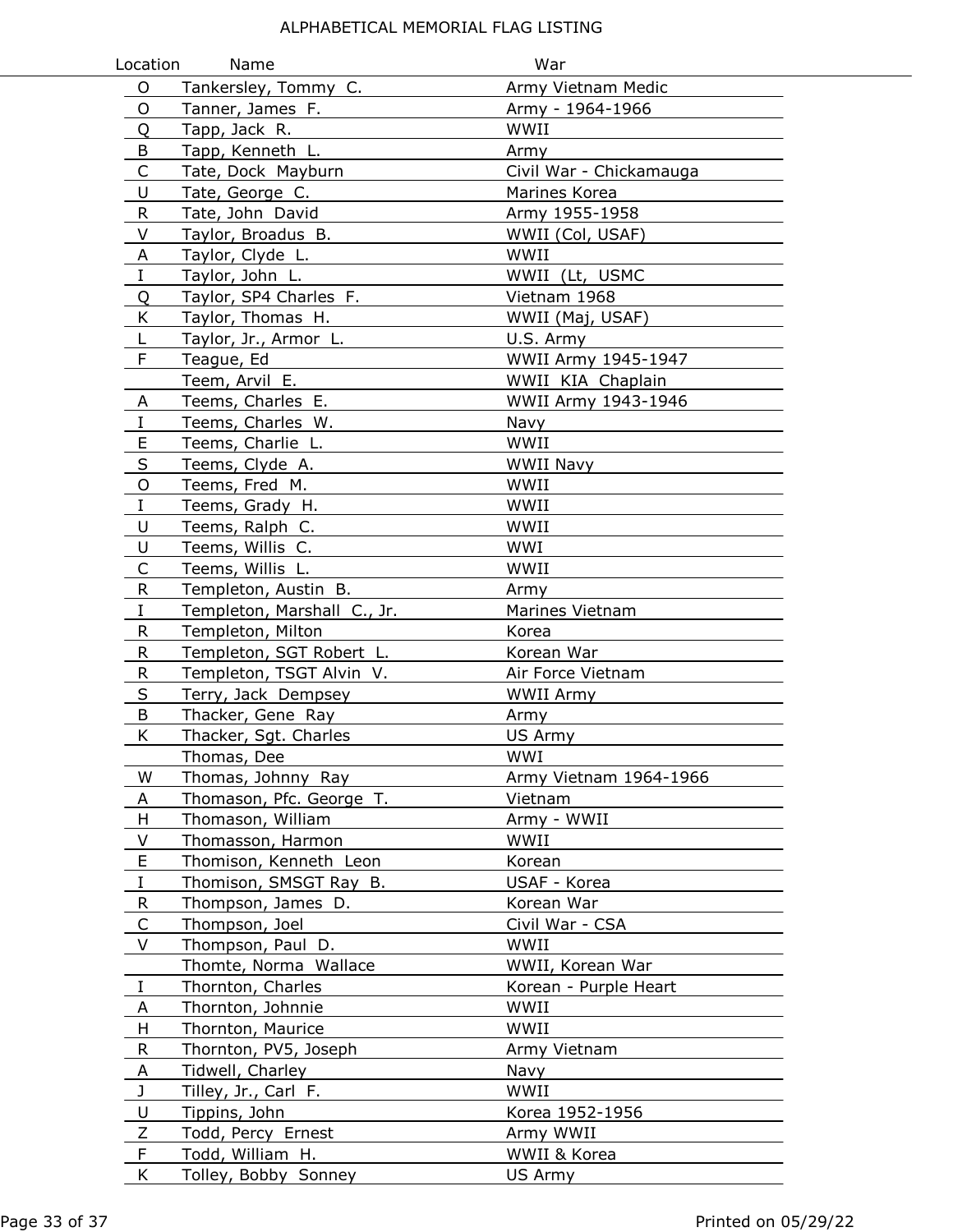ALPHABETICAL MEMORIAL FLAG LISTING

| Location | Name | War |
|---|---|---|
| O | Tankersley, Tommy C. | Army Vietnam Medic |
| O | Tanner, James F. | Army - 1964-1966 |
| Q | Tapp, Jack R. | WWII |
| B | Tapp, Kenneth L. | Army |
| C | Tate, Dock Mayburn | Civil War - Chickamauga |
| U | Tate, George C. | Marines Korea |
| R | Tate, John David | Army 1955-1958 |
| V | Taylor, Broadus B. | WWII (Col, USAF) |
| A | Taylor, Clyde L. | WWII |
| I | Taylor, John L. | WWII (Lt, USMC |
| Q | Taylor, SP4 Charles F. | Vietnam 1968 |
| K | Taylor, Thomas H. | WWII (Maj, USAF) |
| L | Taylor, Jr., Armor L. | U.S. Army |
| F | Teague, Ed | WWII Army 1945-1947 |
| | Teem, Arvil E. | WWII KIA Chaplain |
| A | Teems, Charles E. | WWII Army 1943-1946 |
| I | Teems, Charles W. | Navy |
| E | Teems, Charlie L. | WWII |
| S | Teems, Clyde A. | WWII Navy |
| O | Teems, Fred M. | WWII |
| I | Teems, Grady H. | WWII |
| U | Teems, Ralph C. | WWII |
| U | Teems, Willis C. | WWI |
| C | Teems, Willis L. | WWII |
| R | Templeton, Austin B. | Army |
| I | Templeton, Marshall C., Jr. | Marines Vietnam |
| R | Templeton, Milton | Korea |
| R | Templeton, SGT Robert L. | Korean War |
| R | Templeton, TSGT Alvin V. | Air Force Vietnam |
| S | Terry, Jack Dempsey | WWII Army |
| B | Thacker, Gene Ray | Army |
| K | Thacker, Sgt. Charles | US Army |
| | Thomas, Dee | WWI |
| W | Thomas, Johnny Ray | Army Vietnam 1964-1966 |
| A | Thomason, Pfc. George T. | Vietnam |
| H | Thomason, William | Army - WWII |
| V | Thomasson, Harmon | WWII |
| E | Thomison, Kenneth Leon | Korean |
| I | Thomison, SMSGT Ray B. | USAF - Korea |
| R | Thompson, James D. | Korean War |
| C | Thompson, Joel | Civil War - CSA |
| V | Thompson, Paul D. | WWII |
| | Thomte, Norma Wallace | WWII, Korean War |
| I | Thornton, Charles | Korean - Purple Heart |
| A | Thornton, Johnnie | WWII |
| H | Thornton, Maurice | WWII |
| R | Thornton, PV5, Joseph | Army Vietnam |
| A | Tidwell, Charley | Navy |
| J | Tilley, Jr., Carl F. | WWII |
| U | Tippins, John | Korea 1952-1956 |
| Z | Todd, Percy Ernest | Army WWII |
| F | Todd, William H. | WWII & Korea |
| K | Tolley, Bobby Sonney | US Army |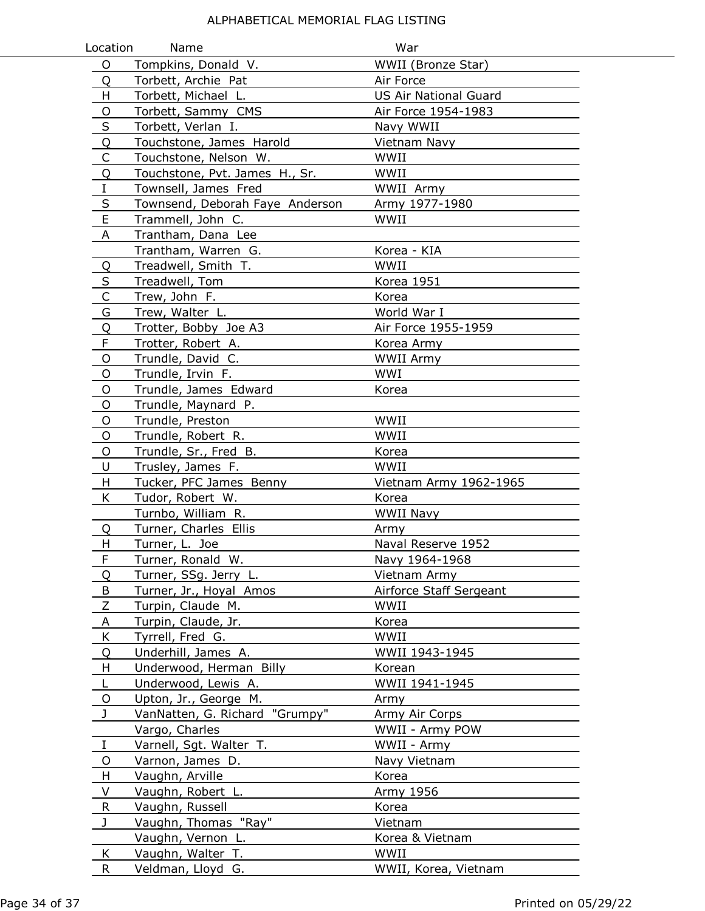# ALPHABETICAL MEMORIAL FLAG LISTING

| Location | Name | War |
|---|---|---|
| O | Tompkins, Donald V. | WWII (Bronze Star) |
| Q | Torbett, Archie Pat | Air Force |
| H | Torbett, Michael L. | US Air National Guard |
| O | Torbett, Sammy CMS | Air Force 1954-1983 |
| S | Torbett, Verlan I. | Navy WWII |
| Q | Touchstone, James Harold | Vietnam Navy |
| C | Touchstone, Nelson W. | WWII |
| Q | Touchstone, Pvt. James H., Sr. | WWII |
| I | Townsell, James Fred | WWII Army |
| S | Townsend, Deborah Faye Anderson | Army 1977-1980 |
| E | Trammell, John C. | WWII |
| A | Trantham, Dana Lee | |
| | Trantham, Warren G. | Korea - KIA |
| Q | Treadwell, Smith T. | WWII |
| S | Treadwell, Tom | Korea 1951 |
| C | Trew, John F. | Korea |
| G | Trew, Walter L. | World War I |
| Q | Trotter, Bobby Joe A3 | Air Force 1955-1959 |
| F | Trotter, Robert A. | Korea Army |
| O | Trundle, David C. | WWII Army |
| O | Trundle, Irvin F. | WWI |
| O | Trundle, James Edward | Korea |
| O | Trundle, Maynard P. | |
| O | Trundle, Preston | WWII |
| O | Trundle, Robert R. | WWII |
| O | Trundle, Sr., Fred B. | Korea |
| U | Trusley, James F. | WWII |
| H | Tucker, PFC James Benny | Vietnam Army 1962-1965 |
| K | Tudor, Robert W. | Korea |
| | Turnbo, William R. | WWII Navy |
| Q | Turner, Charles Ellis | Army |
| H | Turner, L. Joe | Naval Reserve 1952 |
| F | Turner, Ronald W. | Navy 1964-1968 |
| Q | Turner, SSg. Jerry L. | Vietnam Army |
| B | Turner, Jr., Hoyal Amos | Airforce Staff Sergeant |
| Z | Turpin, Claude M. | WWII |
| A | Turpin, Claude, Jr. | Korea |
| K | Tyrrell, Fred G. | WWII |
| Q | Underhill, James A. | WWII 1943-1945 |
| H | Underwood, Herman Billy | Korean |
| L | Underwood, Lewis A. | WWII 1941-1945 |
| O | Upton, Jr., George M. | Army |
| J | VanNatten, G. Richard "Grumpy" | Army Air Corps |
| | Vargo, Charles | WWII - Army POW |
| I | Varnell, Sgt. Walter T. | WWII - Army |
| O | Varnon, James D. | Navy Vietnam |
| H | Vaughn, Arville | Korea |
| V | Vaughn, Robert L. | Army 1956 |
| R | Vaughn, Russell | Korea |
| J | Vaughn, Thomas "Ray" | Vietnam |
| | Vaughn, Vernon L. | Korea & Vietnam |
| K | Vaughn, Walter T. | WWII |
| R | Veldman, Lloyd G. | WWII, Korea, Vietnam |

Printed on 05/29/22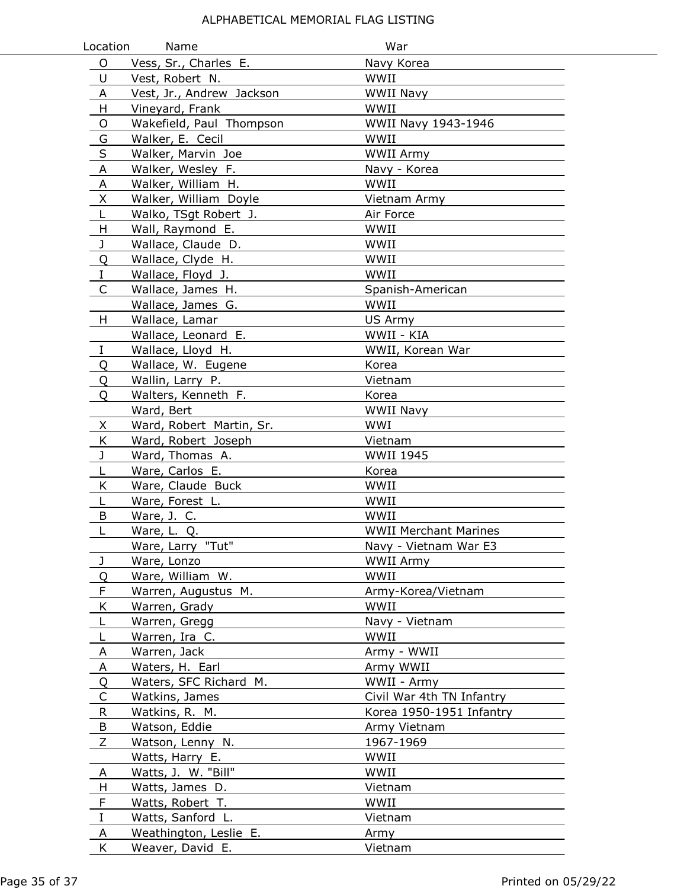# ALPHABETICAL MEMORIAL FLAG LISTING

| Location | Name | War |
|---|---|---|
| O | Vess, Sr., Charles E. | Navy Korea |
| U | Vest, Robert N. | WWII |
| A | Vest, Jr., Andrew Jackson | WWII Navy |
| H | Vineyard, Frank | WWII |
| O | Wakefield, Paul Thompson | WWII Navy 1943-1946 |
| G | Walker, E. Cecil | WWII |
| S | Walker, Marvin Joe | WWII Army |
| A | Walker, Wesley F. | Navy - Korea |
| A | Walker, William H. | WWII |
| X | Walker, William Doyle | Vietnam Army |
| L | Walko, TSgt Robert J. | Air Force |
| H | Wall, Raymond E. | WWII |
| J | Wallace, Claude D. | WWII |
| Q | Wallace, Clyde H. | WWII |
| I | Wallace, Floyd J. | WWII |
| C | Wallace, James H. | Spanish-American |
| | Wallace, James G. | WWII |
| H | Wallace, Lamar | US Army |
| | Wallace, Leonard E. | WWII - KIA |
| I | Wallace, Lloyd H. | WWII, Korean War |
| Q | Wallace, W. Eugene | Korea |
| Q | Wallin, Larry P. | Vietnam |
| Q | Walters, Kenneth F. | Korea |
| | Ward, Bert | WWII Navy |
| X | Ward, Robert Martin, Sr. | WWI |
| K | Ward, Robert Joseph | Vietnam |
| J | Ward, Thomas A. | WWII 1945 |
| L | Ware, Carlos E. | Korea |
| K | Ware, Claude Buck | WWII |
| L | Ware, Forest L. | WWII |
| B | Ware, J. C. | WWII |
| L | Ware, L. Q. | WWII Merchant Marines |
| | Ware, Larry "Tut" | Navy - Vietnam War E3 |
| J | Ware, Lonzo | WWII Army |
| Q | Ware, William W. | WWII |
| F | Warren, Augustus M. | Army-Korea/Vietnam |
| K | Warren, Grady | WWII |
| L | Warren, Gregg | Navy - Vietnam |
| L | Warren, Ira C. | WWII |
| A | Warren, Jack | Army - WWII |
| A | Waters, H. Earl | Army WWII |
| Q | Waters, SFC Richard M. | WWII - Army |
| C | Watkins, James | Civil War 4th TN Infantry |
| R | Watkins, R. M. | Korea 1950-1951 Infantry |
| B | Watson, Eddie | Army Vietnam |
| Z | Watson, Lenny N. | 1967-1969 |
| | Watts, Harry E. | WWII |
| A | Watts, J. W. "Bill" | WWII |
| H | Watts, James D. | Vietnam |
| F | Watts, Robert T. | WWII |
| I | Watts, Sanford L. | Vietnam |
| A | Weathington, Leslie E. | Army |
| K | Weaver, David E. | Vietnam |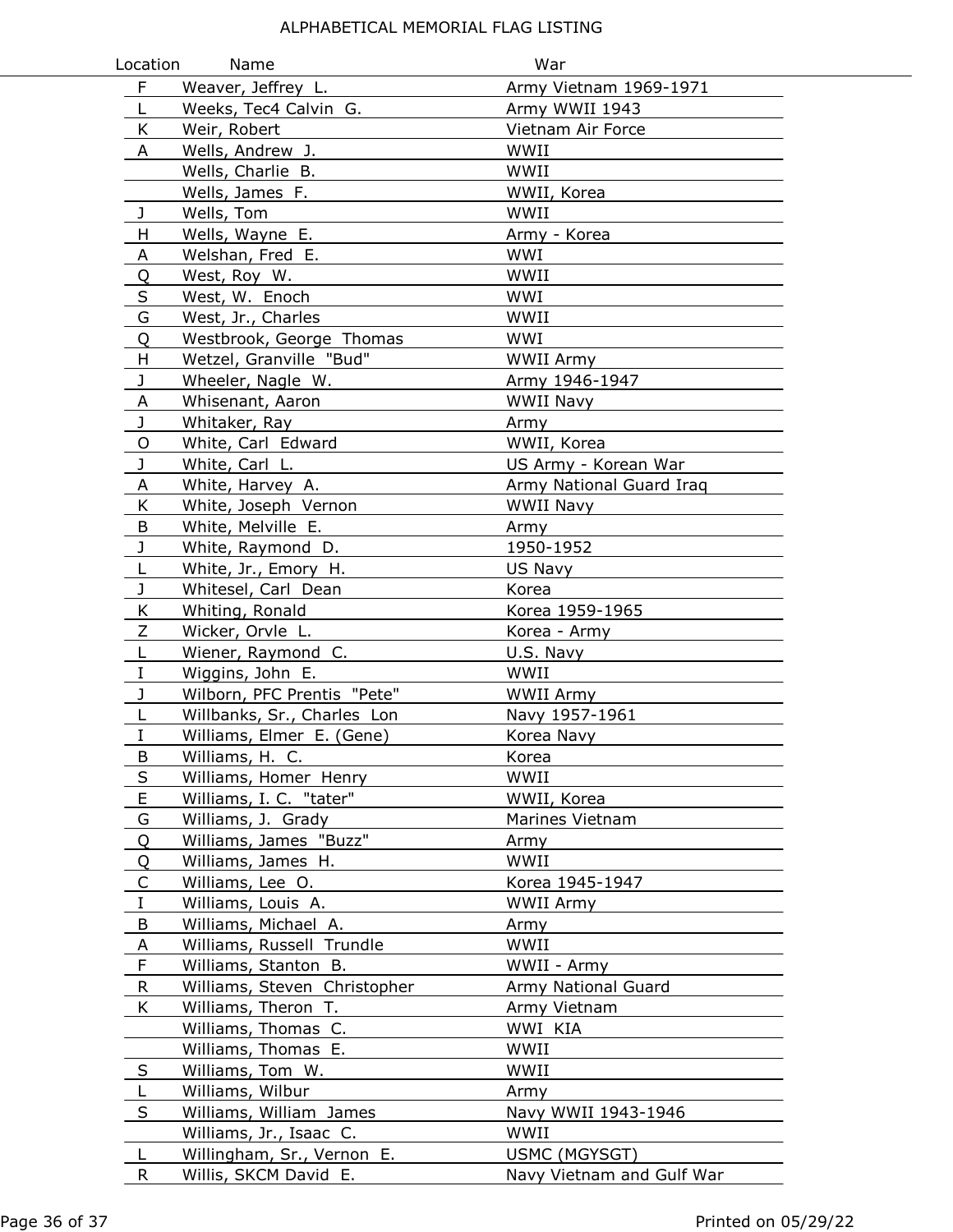# ALPHABETICAL MEMORIAL FLAG LISTING

| Location | Name | War |
|---|---|---|
| F | Weaver, Jeffrey L. | Army Vietnam 1969-1971 |
| L | Weeks, Tec4 Calvin G. | Army WWII 1943 |
| K | Weir, Robert | Vietnam Air Force |
| A | Wells, Andrew J. | WWII |
| | Wells, Charlie B. | WWII |
| | Wells, James F. | WWII, Korea |
| J | Wells, Tom | WWII |
| H | Wells, Wayne E. | Army - Korea |
| A | Welshan, Fred E. | WWI |
| Q | West, Roy W. | WWII |
| S | West, W. Enoch | WWI |
| G | West, Jr., Charles | WWII |
| Q | Westbrook, George Thomas | WWI |
| H | Wetzel, Granville "Bud" | WWII Army |
| J | Wheeler, Nagle W. | Army 1946-1947 |
| A | Whisenant, Aaron | WWII Navy |
| J | Whitaker, Ray | Army |
| O | White, Carl Edward | WWII, Korea |
| J | White, Carl L. | US Army - Korean War |
| A | White, Harvey A. | Army National Guard Iraq |
| K | White, Joseph Vernon | WWII Navy |
| B | White, Melville E. | Army |
| J | White, Raymond D. | 1950-1952 |
| L | White, Jr., Emory H. | US Navy |
| J | Whitesel, Carl Dean | Korea |
| K | Whiting, Ronald | Korea 1959-1965 |
| Z | Wicker, Orvle L. | Korea - Army |
| L | Wiener, Raymond C. | U.S. Navy |
| I | Wiggins, John E. | WWII |
| J | Wilborn, PFC Prentis "Pete" | WWII Army |
| L | Willbanks, Sr., Charles Lon | Navy 1957-1961 |
| I | Williams, Elmer E. (Gene) | Korea Navy |
| B | Williams, H. C. | Korea |
| S | Williams, Homer Henry | WWII |
| E | Williams, I. C. "tater" | WWII, Korea |
| G | Williams, J. Grady | Marines Vietnam |
| Q | Williams, James "Buzz" | Army |
| Q | Williams, James H. | WWII |
| C | Williams, Lee O. | Korea 1945-1947 |
| I | Williams, Louis A. | WWII Army |
| B | Williams, Michael A. | Army |
| A | Williams, Russell Trundle | WWII |
| F | Williams, Stanton B. | WWII - Army |
| R | Williams, Steven Christopher | Army National Guard |
| K | Williams, Theron T. | Army Vietnam |
| | Williams, Thomas C. | WWI KIA |
| | Williams, Thomas E. | WWII |
| S | Williams, Tom W. | WWII |
| L | Williams, Wilbur | Army |
| S | Williams, William James | Navy WWII 1943-1946 |
| | Williams, Jr., Isaac C. | WWII |
| L | Willingham, Sr., Vernon E. | USMC (MGYSGT) |
| R | Willis, SKCM David E. | Navy Vietnam and Gulf War |

Printed on 05/29/22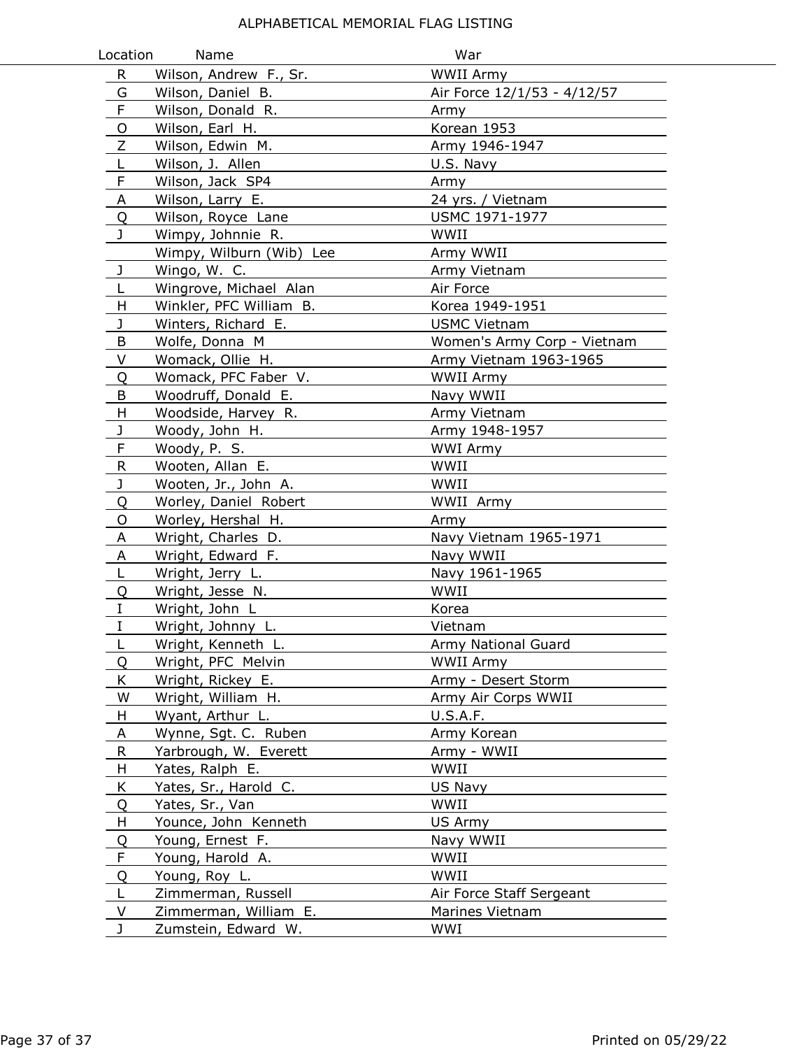ALPHABETICAL MEMORIAL FLAG LISTING

| Location | Name | War |
|---|---|---|
| R | Wilson, Andrew F., Sr. | WWII Army |
| G | Wilson, Daniel B. | Air Force 12/1/53 - 4/12/57 |
| F | Wilson, Donald R. | Army |
| O | Wilson, Earl H. | Korean 1953 |
| Z | Wilson, Edwin M. | Army 1946-1947 |
| L | Wilson, J. Allen | U.S. Navy |
| F | Wilson, Jack SP4 | Army |
| A | Wilson, Larry E. | 24 yrs. / Vietnam |
| Q | Wilson, Royce Lane | USMC 1971-1977 |
| J | Wimpy, Johnnie R. | WWII |
| | Wimpy, Wilburn (Wib) Lee | Army WWII |
| J | Wingo, W. C. | Army Vietnam |
| L | Wingrove, Michael Alan | Air Force |
| H | Winkler, PFC William B. | Korea 1949-1951 |
| J | Winters, Richard E. | USMC Vietnam |
| B | Wolfe, Donna M | Women's Army Corp - Vietnam |
| V | Womack, Ollie H. | Army Vietnam 1963-1965 |
| Q | Womack, PFC Faber V. | WWII Army |
| B | Woodruff, Donald E. | Navy WWII |
| H | Woodside, Harvey R. | Army Vietnam |
| J | Woody, John H. | Army 1948-1957 |
| F | Woody, P. S. | WWI Army |
| R | Wooten, Allan E. | WWII |
| J | Wooten, Jr., John A. | WWII |
| Q | Worley, Daniel Robert | WWII Army |
| O | Worley, Hershal H. | Army |
| A | Wright, Charles D. | Navy Vietnam 1965-1971 |
| A | Wright, Edward F. | Navy WWII |
| L | Wright, Jerry L. | Navy 1961-1965 |
| Q | Wright, Jesse N. | WWII |
| I | Wright, John L | Korea |
| I | Wright, Johnny L. | Vietnam |
| L | Wright, Kenneth L. | Army National Guard |
| Q | Wright, PFC Melvin | WWII Army |
| K | Wright, Rickey E. | Army - Desert Storm |
| W | Wright, William H. | Army Air Corps WWII |
| H | Wyant, Arthur L. | U.S.A.F. |
| A | Wynne, Sgt. C. Ruben | Army Korean |
| R | Yarbrough, W. Everett | Army - WWII |
| H | Yates, Ralph E. | WWII |
| K | Yates, Sr., Harold C. | US Navy |
| Q | Yates, Sr., Van | WWII |
| H | Younce, John Kenneth | US Army |
| Q | Young, Ernest F. | Navy WWII |
| F | Young, Harold A. | WWII |
| Q | Young, Roy L. | WWII |
| L | Zimmerman, Russell | Air Force Staff Sergeant |
| V | Zimmerman, William E. | Marines Vietnam |
| J | Zumstein, Edward W. | WWI |

Printed on 05/29/22